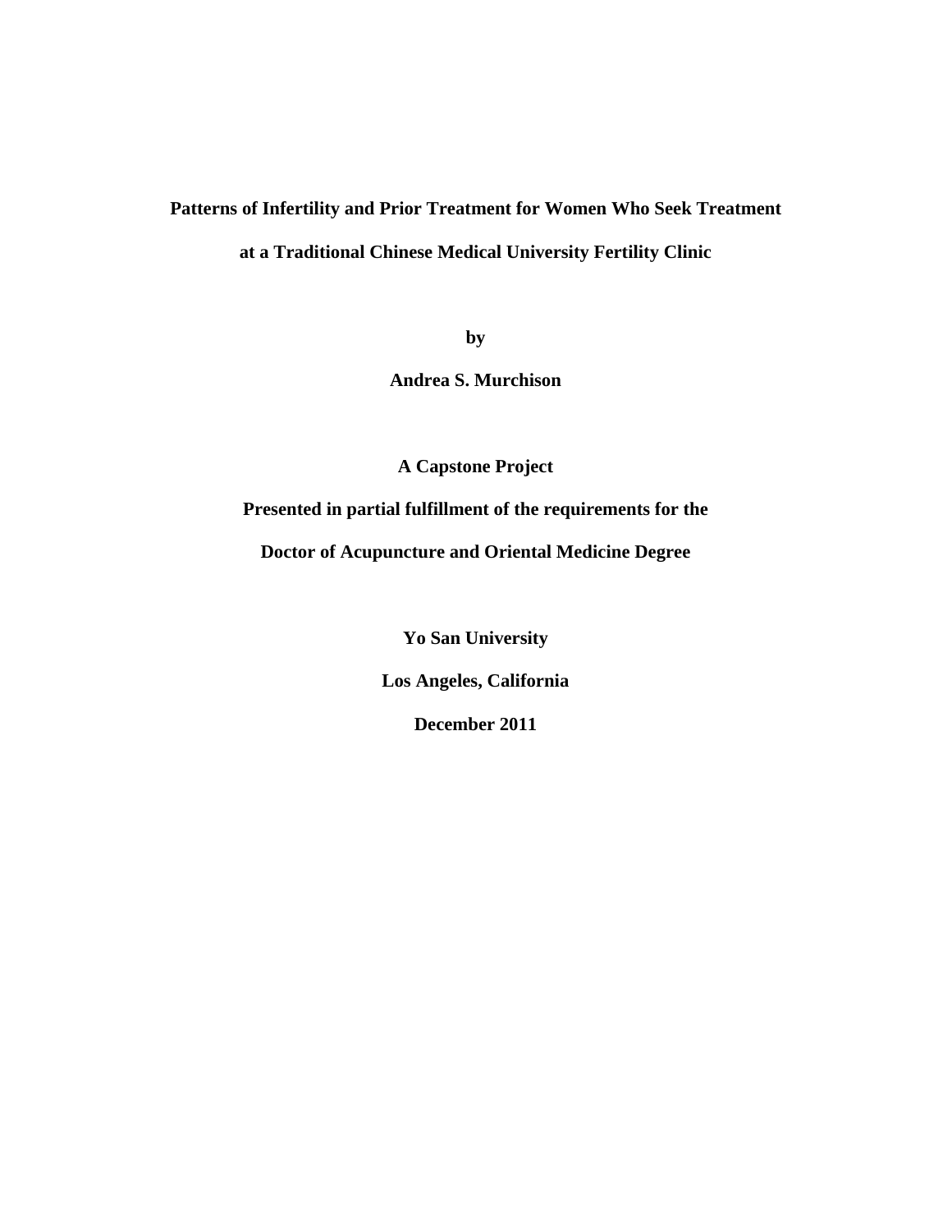# Patterns of Infertility and Prior Treatment for Women Who Seek Treatment at a Traditional Chinese Medical University Fertility Clinic

**by**

**Andrea S. Murchison**

**A Capstone Project**

**Presented in partial fulfillment of the requirements for the**

**Doctor of Acupuncture and Oriental Medicine Degree**

**Yo San University**

**Los Angeles, California**

**December 2011**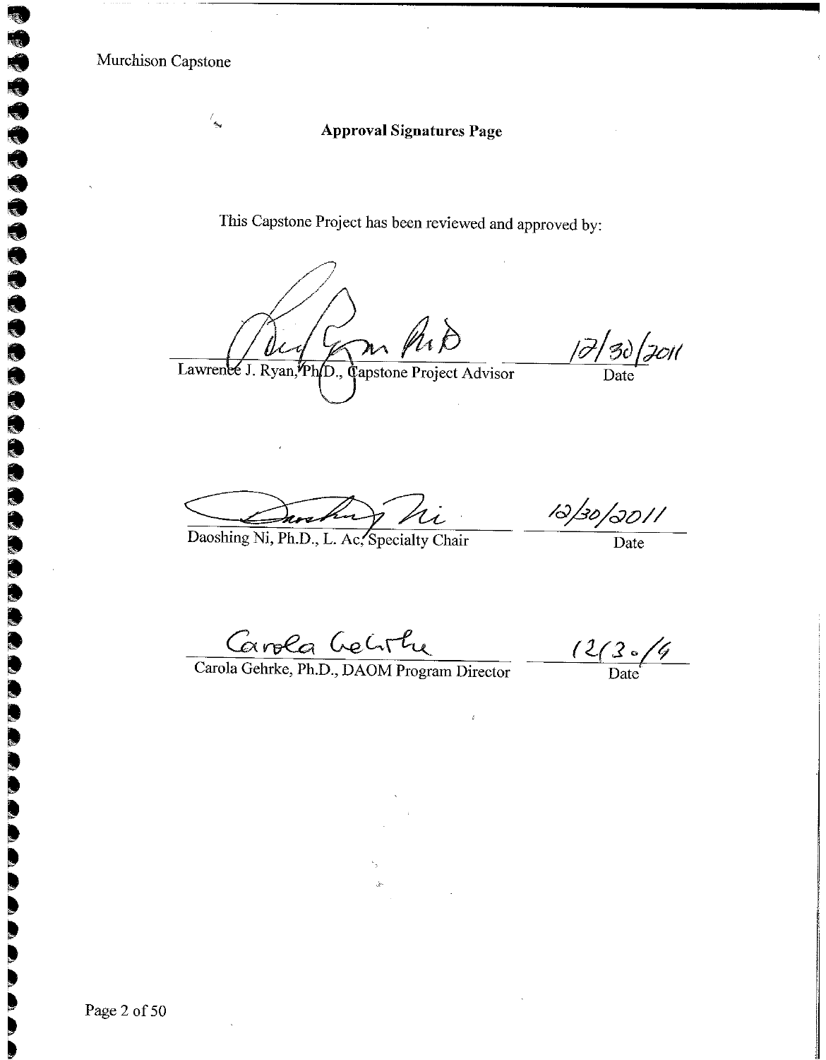**Approval Signatures Page**

This Capstone Project has been reviewed and approved by:

Lawrence J. Ryan, Ph.D., Capstone Project Advisor — 12/30/2011 (Date)

Daoshing Ni, Ph.D., L. Ac, Specialty Chair — 12/30/2011 (Date)

Carola Gehrke, Ph.D., DAOM Program Director — 12/30/11 (Date)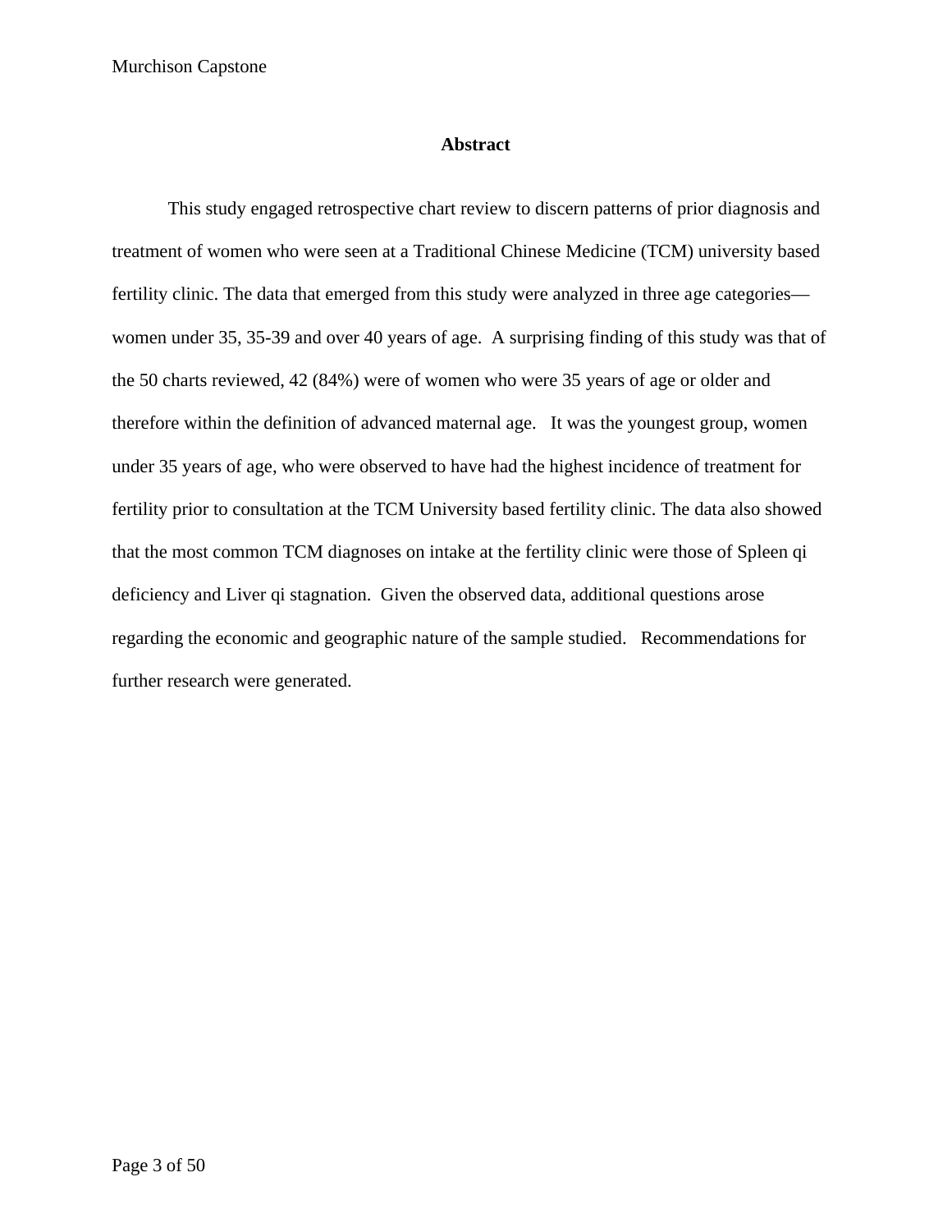## Abstract

This study engaged retrospective chart review to discern patterns of prior diagnosis and treatment of women who were seen at a Traditional Chinese Medicine (TCM) university based fertility clinic. The data that emerged from this study were analyzed in three age categories—women under 35, 35-39 and over 40 years of age. A surprising finding of this study was that of the 50 charts reviewed, 42 (84%) were of women who were 35 years of age or older and therefore within the definition of advanced maternal age. It was the youngest group, women under 35 years of age, who were observed to have had the highest incidence of treatment for fertility prior to consultation at the TCM University based fertility clinic. The data also showed that the most common TCM diagnoses on intake at the fertility clinic were those of Spleen qi deficiency and Liver qi stagnation. Given the observed data, additional questions arose regarding the economic and geographic nature of the sample studied. Recommendations for further research were generated.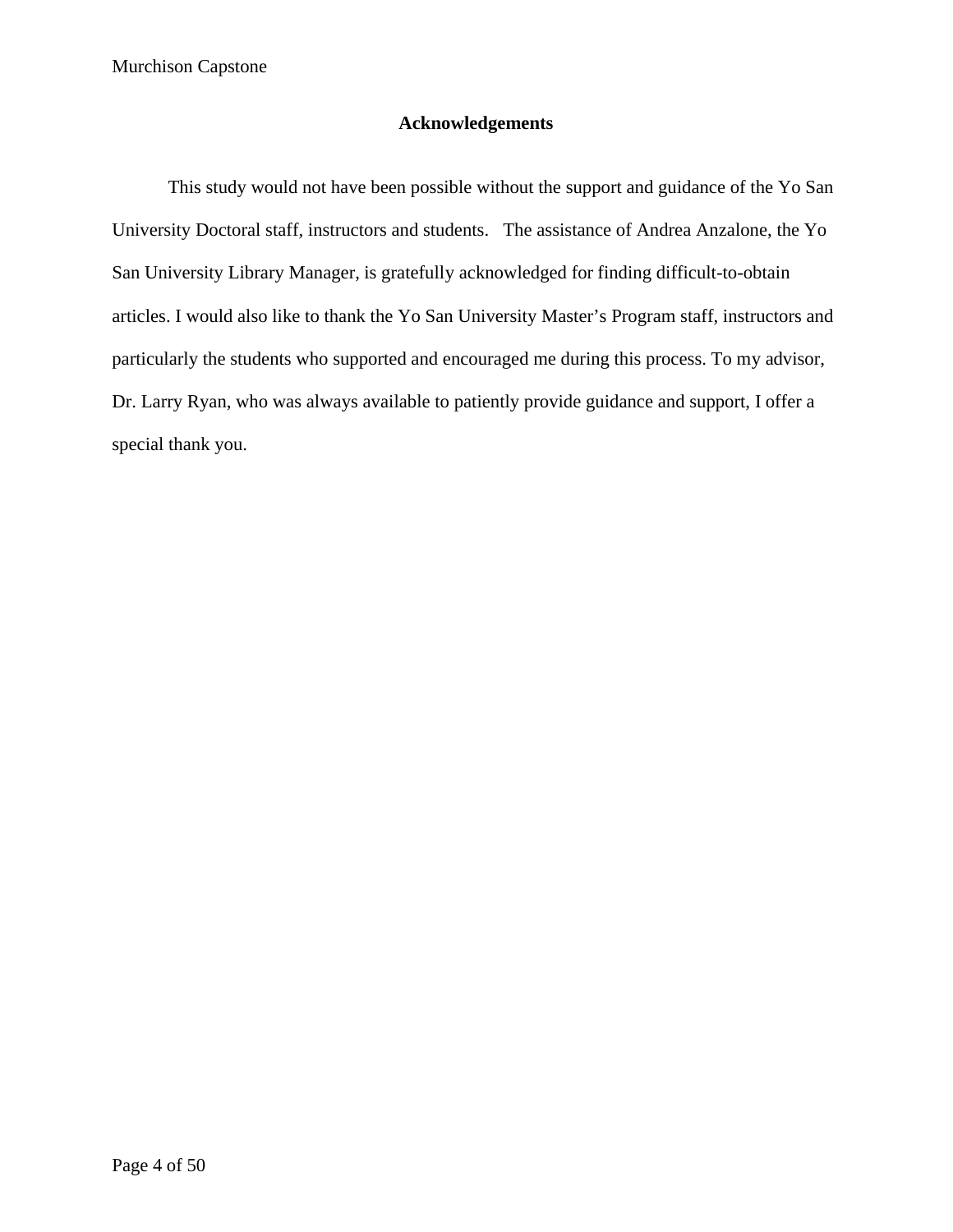## Acknowledgements

This study would not have been possible without the support and guidance of the Yo San University Doctoral staff, instructors and students. The assistance of Andrea Anzalone, the Yo San University Library Manager, is gratefully acknowledged for finding difficult-to-obtain articles. I would also like to thank the Yo San University Master's Program staff, instructors and particularly the students who supported and encouraged me during this process. To my advisor, Dr. Larry Ryan, who was always available to patiently provide guidance and support, I offer a special thank you.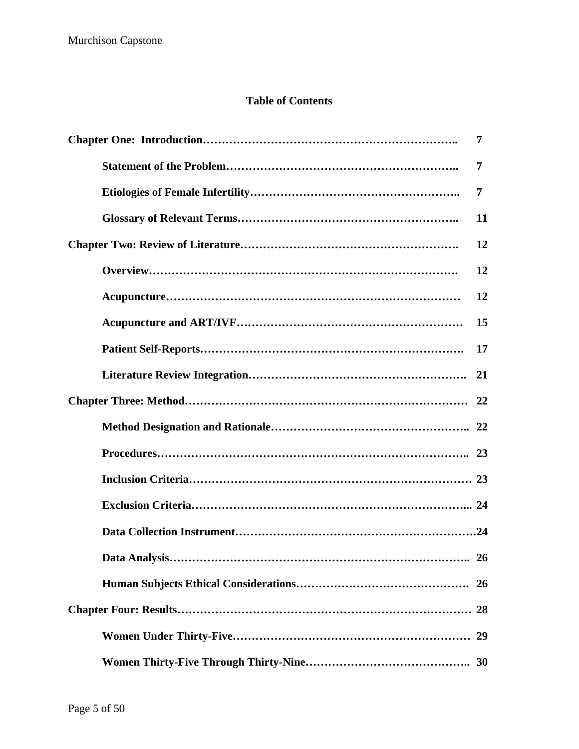# Table of Contents

**Chapter One: Introduction** …… **7**

- **Statement of the Problem** …… **7**
- **Etiologies of Female Infertility** …… **7**
- **Glossary of Relevant Terms** …… **11**

**Chapter Two: Review of Literature** …… **12**

- **Overview** …… **12**
- **Acupuncture** …… **12**
- **Acupuncture and ART/IVF** …… **15**
- **Patient Self-Reports** …… **17**
- **Literature Review Integration** …… **21**

**Chapter Three: Method** …… **22**

- **Method Designation and Rationale** …… **22**
- **Procedures** …… **23**
- **Inclusion Criteria** …… **23**
- **Exclusion Criteria** …… **24**
- **Data Collection Instrument** …… **24**
- **Data Analysis** …… **26**
- **Human Subjects Ethical Considerations** …… **26**

**Chapter Four: Results** …… **28**

- **Women Under Thirty-Five** …… **29**
- **Women Thirty-Five Through Thirty-Nine** …… **30**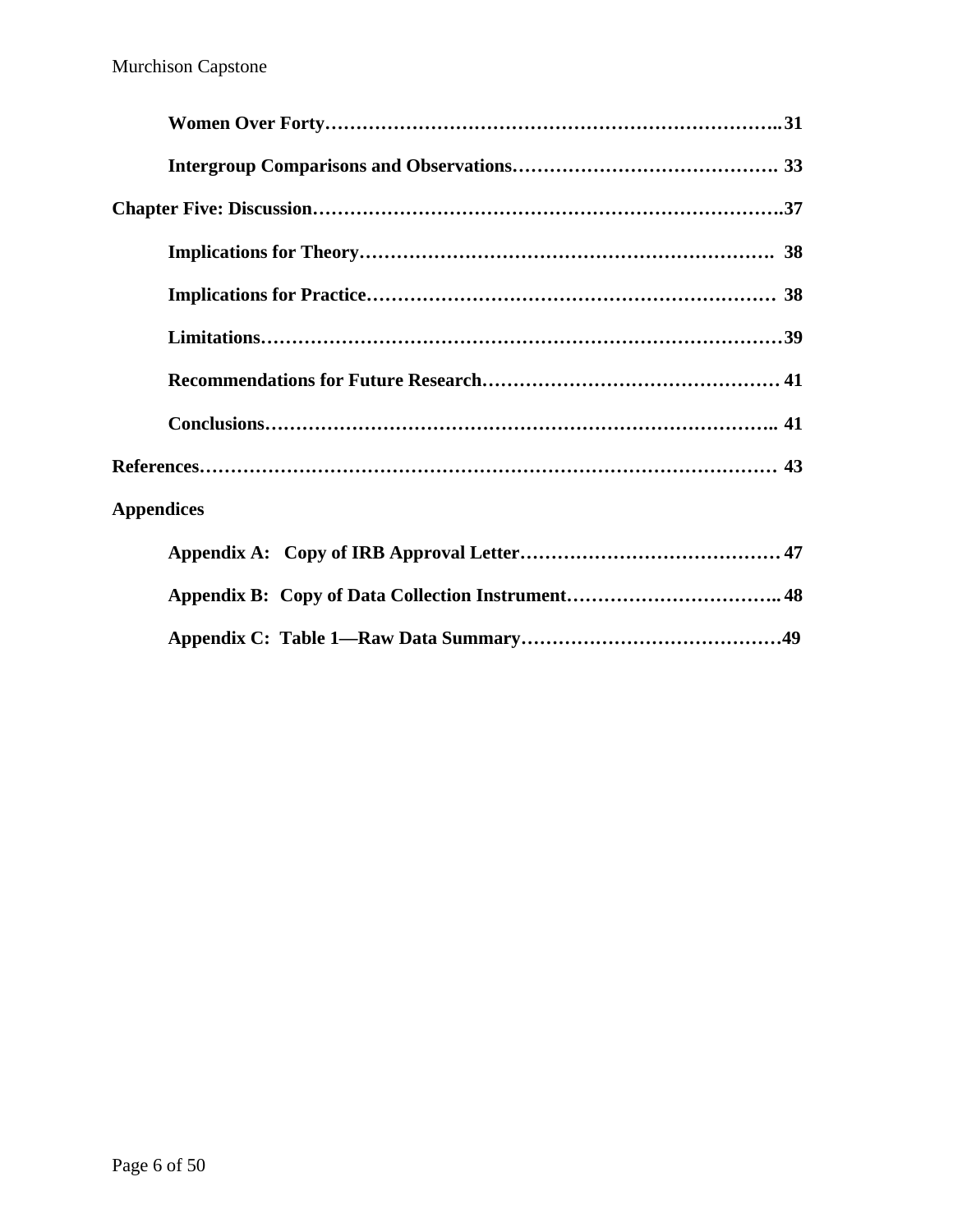**Women Over Forty……………………………………………………………….. 31**

**Intergroup Comparisons and Observations……………………………………. 33**

**Chapter Five: Discussion……………………………………………………………….37**

**Implications for Theory………………………………………………………… 38**

**Implications for Practice……………………………………………………… 38**

**Limitations………………………………………………………………………39**

**Recommendations for Future Research………………………………………… 41**

**Conclusions…………………………………………………………………….. 41**

**References……………………………………………………………………………… 43**

**Appendices**

**Appendix A: Copy of IRB Approval Letter…………………………………… 47**

**Appendix B: Copy of Data Collection Instrument…………………………….. 48**

**Appendix C: Table 1—Raw Data Summary……………………………………49**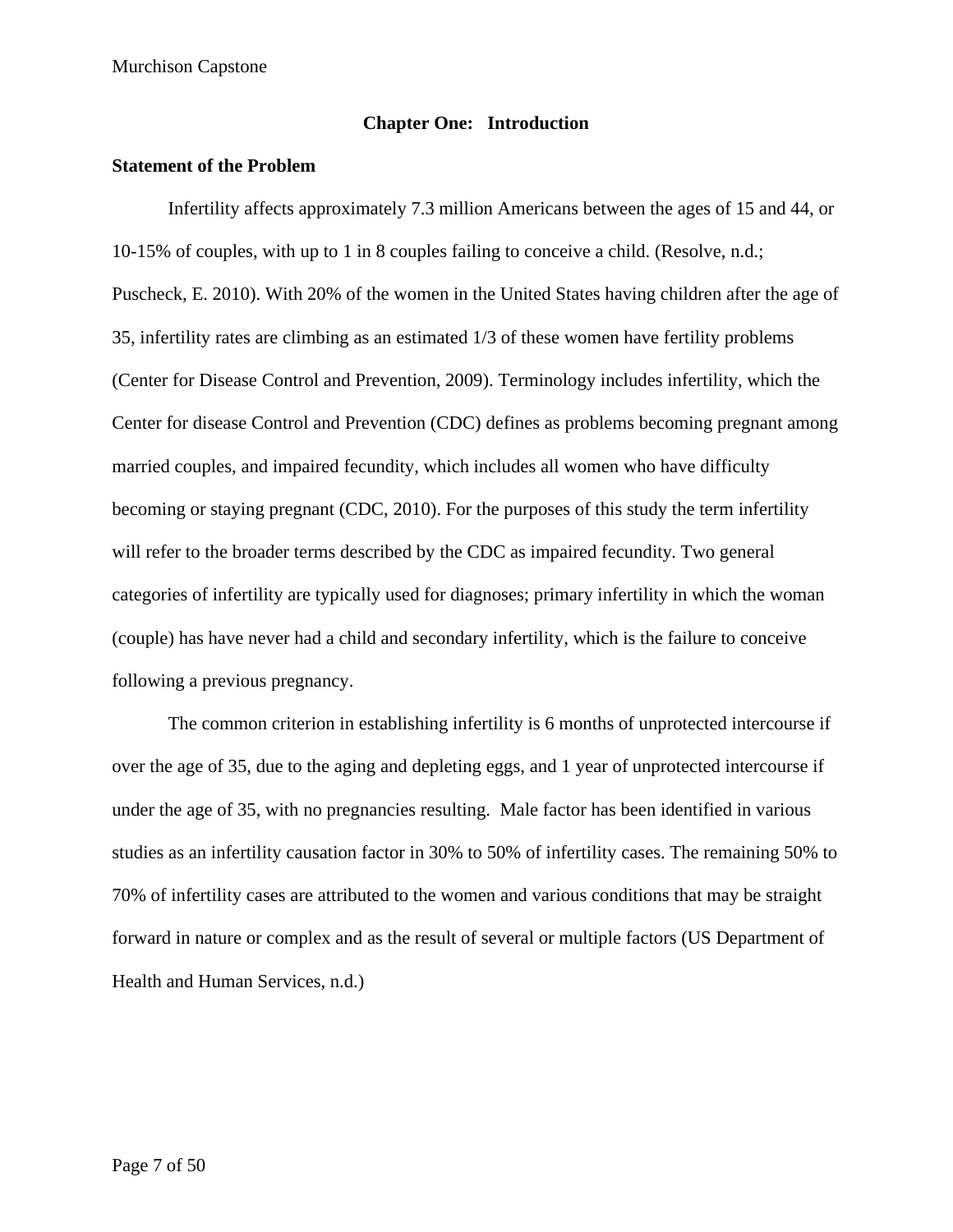# Chapter One: Introduction

## Statement of the Problem

Infertility affects approximately 7.3 million Americans between the ages of 15 and 44, or 10-15% of couples, with up to 1 in 8 couples failing to conceive a child. (Resolve, n.d.; Puscheck, E. 2010). With 20% of the women in the United States having children after the age of 35, infertility rates are climbing as an estimated 1/3 of these women have fertility problems (Center for Disease Control and Prevention, 2009). Terminology includes infertility, which the Center for disease Control and Prevention (CDC) defines as problems becoming pregnant among married couples, and impaired fecundity, which includes all women who have difficulty becoming or staying pregnant (CDC, 2010). For the purposes of this study the term infertility will refer to the broader terms described by the CDC as impaired fecundity. Two general categories of infertility are typically used for diagnoses; primary infertility in which the woman (couple) has have never had a child and secondary infertility, which is the failure to conceive following a previous pregnancy.

The common criterion in establishing infertility is 6 months of unprotected intercourse if over the age of 35, due to the aging and depleting eggs, and 1 year of unprotected intercourse if under the age of 35, with no pregnancies resulting. Male factor has been identified in various studies as an infertility causation factor in 30% to 50% of infertility cases. The remaining 50% to 70% of infertility cases are attributed to the women and various conditions that may be straight forward in nature or complex and as the result of several or multiple factors (US Department of Health and Human Services, n.d.)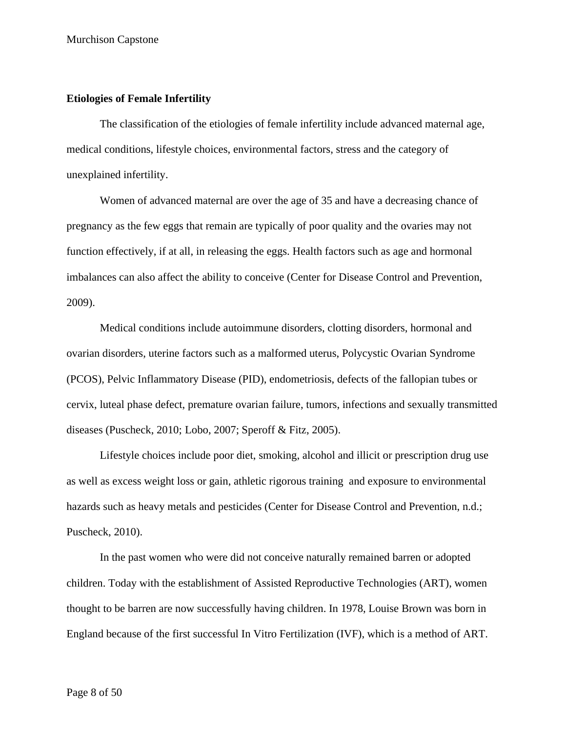**Etiologies of Female Infertility**

The classification of the etiologies of female infertility include advanced maternal age, medical conditions, lifestyle choices, environmental factors, stress and the category of unexplained infertility.

Women of advanced maternal are over the age of 35 and have a decreasing chance of pregnancy as the few eggs that remain are typically of poor quality and the ovaries may not function effectively, if at all, in releasing the eggs. Health factors such as age and hormonal imbalances can also affect the ability to conceive (Center for Disease Control and Prevention, 2009).

Medical conditions include autoimmune disorders, clotting disorders, hormonal and ovarian disorders, uterine factors such as a malformed uterus, Polycystic Ovarian Syndrome (PCOS), Pelvic Inflammatory Disease (PID), endometriosis, defects of the fallopian tubes or cervix, luteal phase defect, premature ovarian failure, tumors, infections and sexually transmitted diseases (Puscheck, 2010; Lobo, 2007; Speroff & Fitz, 2005).

Lifestyle choices include poor diet, smoking, alcohol and illicit or prescription drug use as well as excess weight loss or gain, athletic rigorous training and exposure to environmental hazards such as heavy metals and pesticides (Center for Disease Control and Prevention, n.d.; Puscheck, 2010).

In the past women who were did not conceive naturally remained barren or adopted children. Today with the establishment of Assisted Reproductive Technologies (ART), women thought to be barren are now successfully having children. In 1978, Louise Brown was born in England because of the first successful In Vitro Fertilization (IVF), which is a method of ART.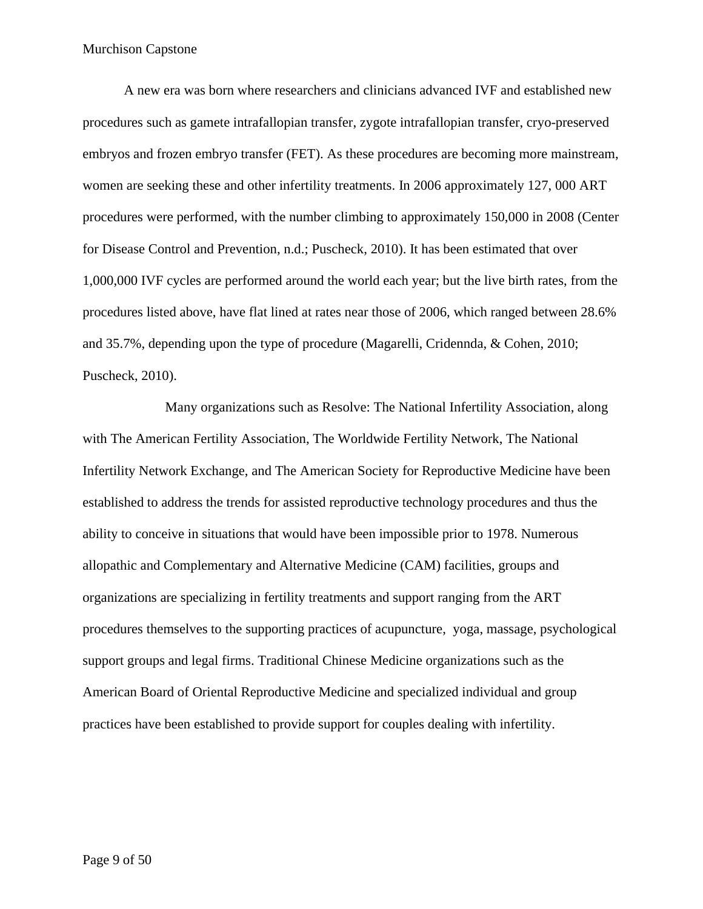A new era was born where researchers and clinicians advanced IVF and established new procedures such as gamete intrafallopian transfer, zygote intrafallopian transfer, cryo-preserved embryos and frozen embryo transfer (FET). As these procedures are becoming more mainstream, women are seeking these and other infertility treatments. In 2006 approximately 127, 000 ART procedures were performed, with the number climbing to approximately 150,000 in 2008 (Center for Disease Control and Prevention, n.d.; Puscheck, 2010). It has been estimated that over 1,000,000 IVF cycles are performed around the world each year; but the live birth rates, from the procedures listed above, have flat lined at rates near those of 2006, which ranged between 28.6% and 35.7%, depending upon the type of procedure (Magarelli, Cridennda, & Cohen, 2010; Puscheck, 2010).

Many organizations such as Resolve: The National Infertility Association, along with The American Fertility Association, The Worldwide Fertility Network, The National Infertility Network Exchange, and The American Society for Reproductive Medicine have been established to address the trends for assisted reproductive technology procedures and thus the ability to conceive in situations that would have been impossible prior to 1978. Numerous allopathic and Complementary and Alternative Medicine (CAM) facilities, groups and organizations are specializing in fertility treatments and support ranging from the ART procedures themselves to the supporting practices of acupuncture, yoga, massage, psychological support groups and legal firms. Traditional Chinese Medicine organizations such as the American Board of Oriental Reproductive Medicine and specialized individual and group practices have been established to provide support for couples dealing with infertility.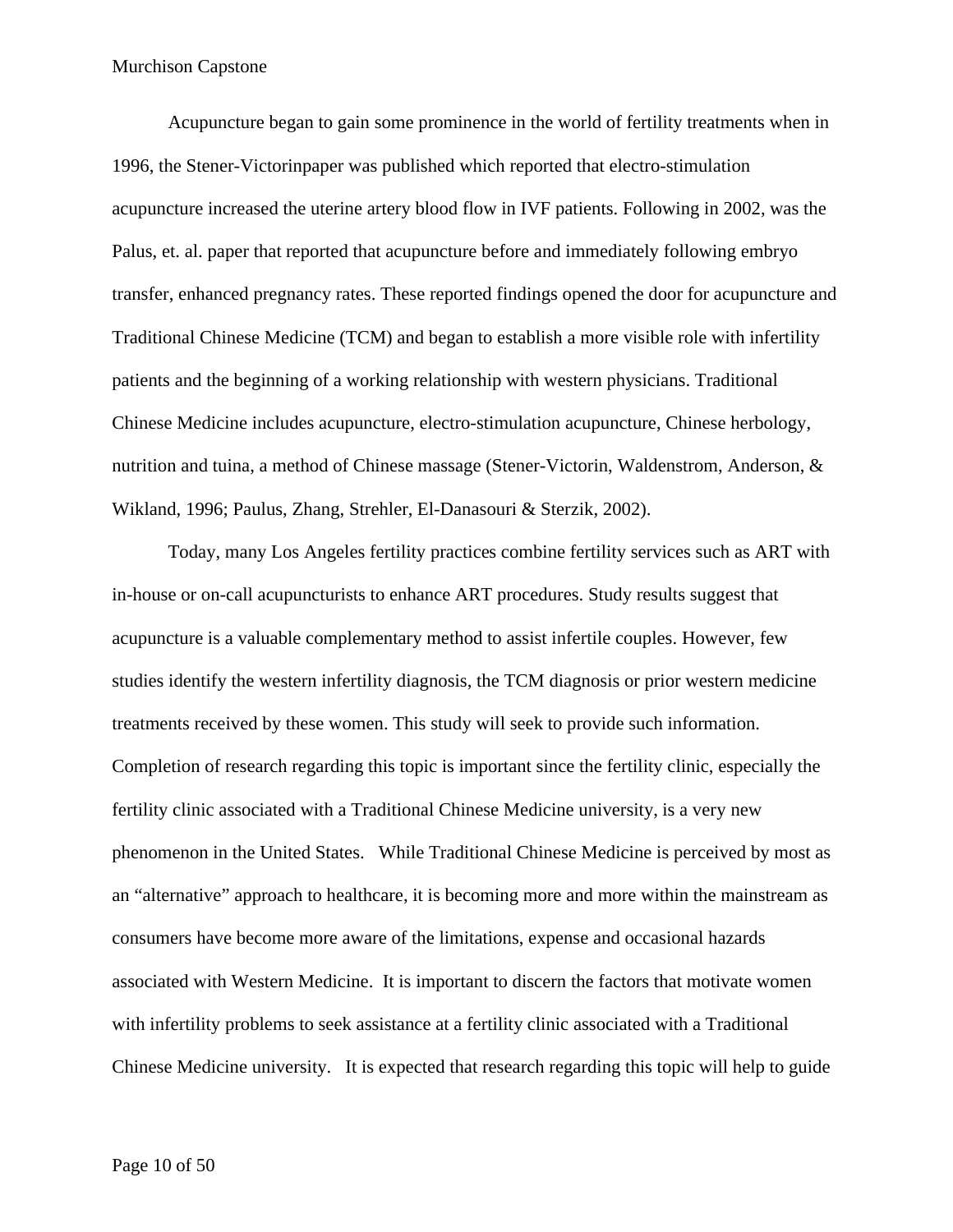Acupuncture began to gain some prominence in the world of fertility treatments when in 1996, the Stener-Victorinpaper was published which reported that electro-stimulation acupuncture increased the uterine artery blood flow in IVF patients. Following in 2002, was the Palus, et. al. paper that reported that acupuncture before and immediately following embryo transfer, enhanced pregnancy rates. These reported findings opened the door for acupuncture and Traditional Chinese Medicine (TCM) and began to establish a more visible role with infertility patients and the beginning of a working relationship with western physicians. Traditional Chinese Medicine includes acupuncture, electro-stimulation acupuncture, Chinese herbology, nutrition and tuina, a method of Chinese massage (Stener-Victorin, Waldenstrom, Anderson, & Wikland, 1996; Paulus, Zhang, Strehler, El-Danasouri & Sterzik, 2002).

Today, many Los Angeles fertility practices combine fertility services such as ART with in-house or on-call acupuncturists to enhance ART procedures. Study results suggest that acupuncture is a valuable complementary method to assist infertile couples. However, few studies identify the western infertility diagnosis, the TCM diagnosis or prior western medicine treatments received by these women. This study will seek to provide such information. Completion of research regarding this topic is important since the fertility clinic, especially the fertility clinic associated with a Traditional Chinese Medicine university, is a very new phenomenon in the United States. While Traditional Chinese Medicine is perceived by most as an "alternative" approach to healthcare, it is becoming more and more within the mainstream as consumers have become more aware of the limitations, expense and occasional hazards associated with Western Medicine. It is important to discern the factors that motivate women with infertility problems to seek assistance at a fertility clinic associated with a Traditional Chinese Medicine university. It is expected that research regarding this topic will help to guide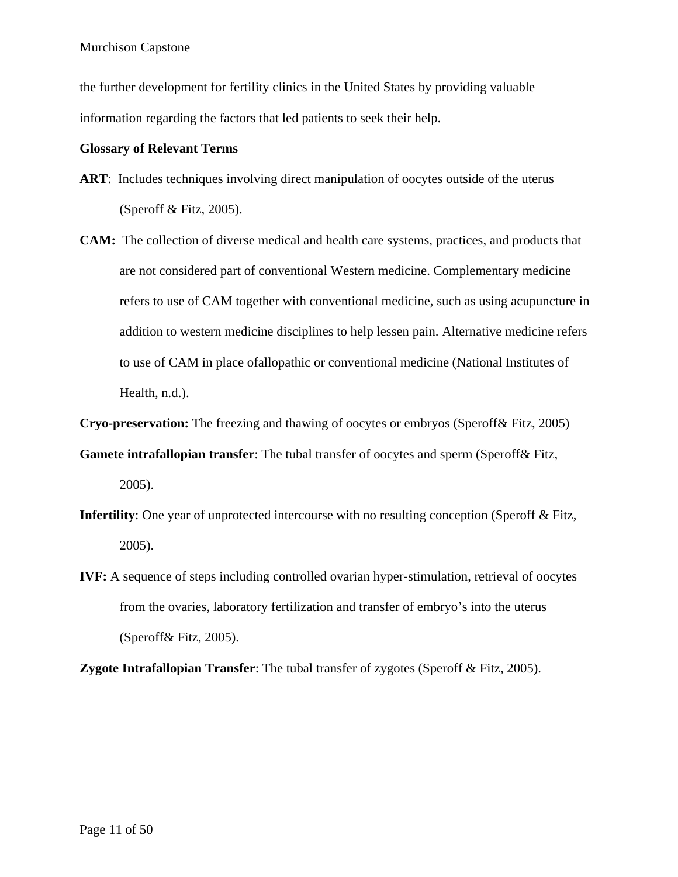the further development for fertility clinics in the United States by providing valuable information regarding the factors that led patients to seek their help.

**Glossary of Relevant Terms**

**ART**: Includes techniques involving direct manipulation of oocytes outside of the uterus (Speroff & Fitz, 2005).

**CAM:** The collection of diverse medical and health care systems, practices, and products that are not considered part of conventional Western medicine. Complementary medicine refers to use of CAM together with conventional medicine, such as using acupuncture in addition to western medicine disciplines to help lessen pain. Alternative medicine refers to use of CAM in place ofallopathic or conventional medicine (National Institutes of Health, n.d.).

**Cryo-preservation:** The freezing and thawing of oocytes or embryos (Speroff& Fitz, 2005)

**Gamete intrafallopian transfer**: The tubal transfer of oocytes and sperm (Speroff& Fitz, 2005).

**Infertility**: One year of unprotected intercourse with no resulting conception (Speroff & Fitz, 2005).

**IVF:** A sequence of steps including controlled ovarian hyper-stimulation, retrieval of oocytes from the ovaries, laboratory fertilization and transfer of embryo's into the uterus (Speroff& Fitz, 2005).

**Zygote Intrafallopian Transfer**: The tubal transfer of zygotes (Speroff & Fitz, 2005).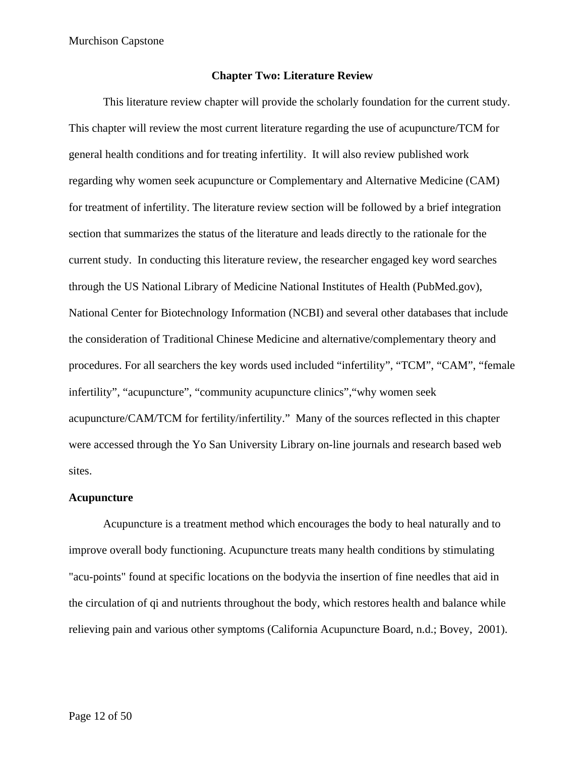## Chapter Two: Literature Review

This literature review chapter will provide the scholarly foundation for the current study. This chapter will review the most current literature regarding the use of acupuncture/TCM for general health conditions and for treating infertility. It will also review published work regarding why women seek acupuncture or Complementary and Alternative Medicine (CAM) for treatment of infertility. The literature review section will be followed by a brief integration section that summarizes the status of the literature and leads directly to the rationale for the current study. In conducting this literature review, the researcher engaged key word searches through the US National Library of Medicine National Institutes of Health (PubMed.gov), National Center for Biotechnology Information (NCBI) and several other databases that include the consideration of Traditional Chinese Medicine and alternative/complementary theory and procedures. For all searchers the key words used included "infertility", "TCM", "CAM", "female infertility", "acupuncture", "community acupuncture clinics","why women seek acupuncture/CAM/TCM for fertility/infertility." Many of the sources reflected in this chapter were accessed through the Yo San University Library on-line journals and research based web sites.

### Acupuncture

Acupuncture is a treatment method which encourages the body to heal naturally and to improve overall body functioning. Acupuncture treats many health conditions by stimulating "acu-points" found at specific locations on the bodyvia the insertion of fine needles that aid in the circulation of qi and nutrients throughout the body, which restores health and balance while relieving pain and various other symptoms (California Acupuncture Board, n.d.; Bovey, 2001).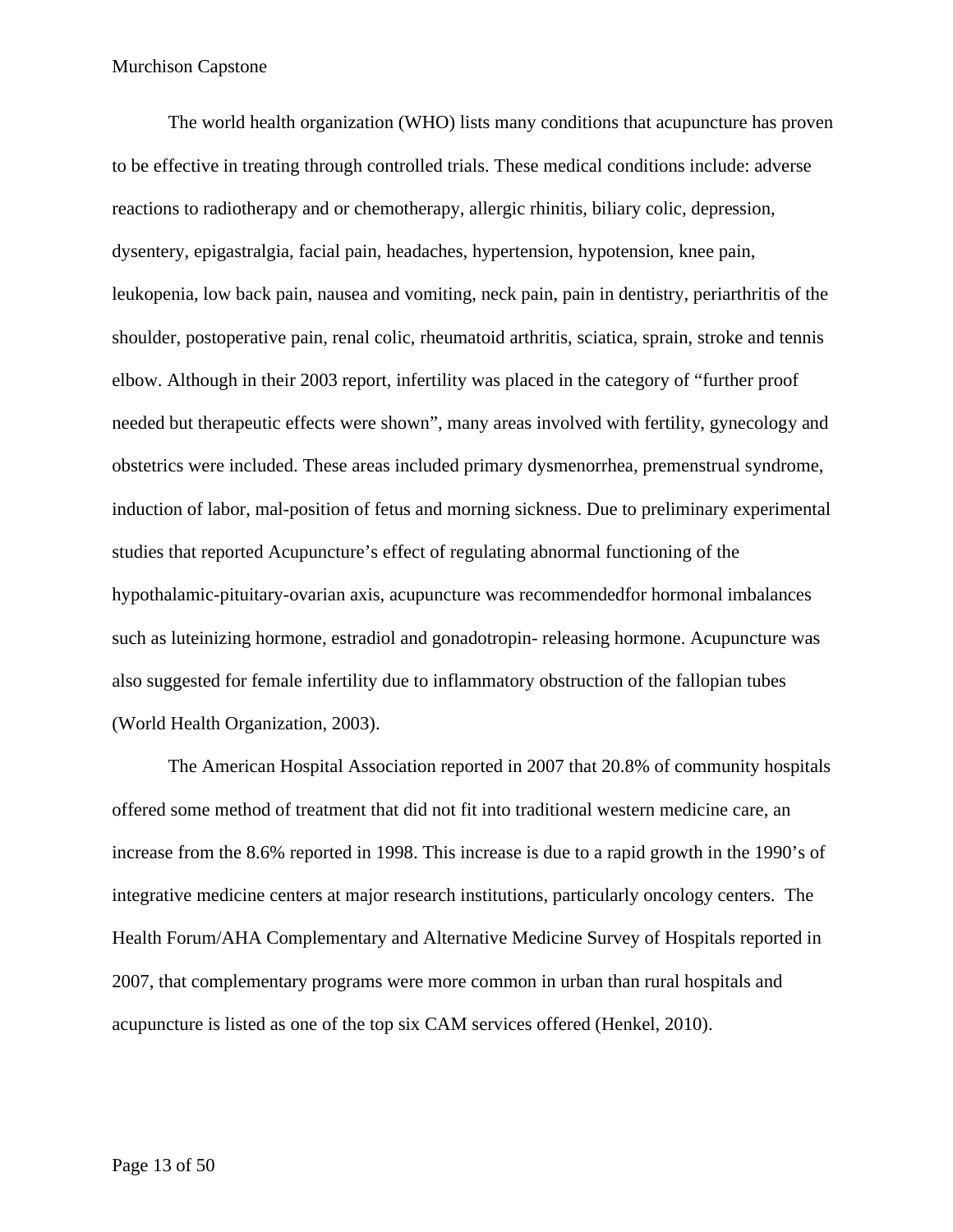The world health organization (WHO) lists many conditions that acupuncture has proven to be effective in treating through controlled trials. These medical conditions include: adverse reactions to radiotherapy and or chemotherapy, allergic rhinitis, biliary colic, depression, dysentery, epigastralgia, facial pain, headaches, hypertension, hypotension, knee pain, leukopenia, low back pain, nausea and vomiting, neck pain, pain in dentistry, periarthritis of the shoulder, postoperative pain, renal colic, rheumatoid arthritis, sciatica, sprain, stroke and tennis elbow. Although in their 2003 report, infertility was placed in the category of "further proof needed but therapeutic effects were shown", many areas involved with fertility, gynecology and obstetrics were included. These areas included primary dysmenorrhea, premenstrual syndrome, induction of labor, mal-position of fetus and morning sickness. Due to preliminary experimental studies that reported Acupuncture's effect of regulating abnormal functioning of the hypothalamic-pituitary-ovarian axis, acupuncture was recommendedfor hormonal imbalances such as luteinizing hormone, estradiol and gonadotropin- releasing hormone. Acupuncture was also suggested for female infertility due to inflammatory obstruction of the fallopian tubes (World Health Organization, 2003).

The American Hospital Association reported in 2007 that 20.8% of community hospitals offered some method of treatment that did not fit into traditional western medicine care, an increase from the 8.6% reported in 1998. This increase is due to a rapid growth in the 1990's of integrative medicine centers at major research institutions, particularly oncology centers. The Health Forum/AHA Complementary and Alternative Medicine Survey of Hospitals reported in 2007, that complementary programs were more common in urban than rural hospitals and acupuncture is listed as one of the top six CAM services offered (Henkel, 2010).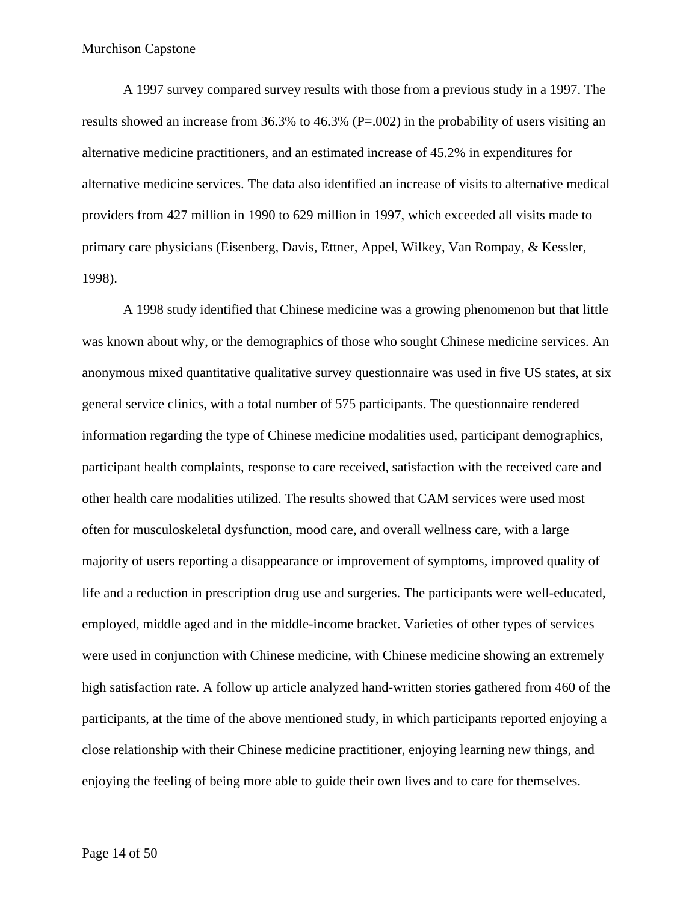A 1997 survey compared survey results with those from a previous study in a 1997. The results showed an increase from 36.3% to 46.3% (P=.002) in the probability of users visiting an alternative medicine practitioners, and an estimated increase of 45.2% in expenditures for alternative medicine services. The data also identified an increase of visits to alternative medical providers from 427 million in 1990 to 629 million in 1997, which exceeded all visits made to primary care physicians (Eisenberg, Davis, Ettner, Appel, Wilkey, Van Rompay, & Kessler, 1998).

A 1998 study identified that Chinese medicine was a growing phenomenon but that little was known about why, or the demographics of those who sought Chinese medicine services. An anonymous mixed quantitative qualitative survey questionnaire was used in five US states, at six general service clinics, with a total number of 575 participants. The questionnaire rendered information regarding the type of Chinese medicine modalities used, participant demographics, participant health complaints, response to care received, satisfaction with the received care and other health care modalities utilized. The results showed that CAM services were used most often for musculoskeletal dysfunction, mood care, and overall wellness care, with a large majority of users reporting a disappearance or improvement of symptoms, improved quality of life and a reduction in prescription drug use and surgeries. The participants were well-educated, employed, middle aged and in the middle-income bracket. Varieties of other types of services were used in conjunction with Chinese medicine, with Chinese medicine showing an extremely high satisfaction rate. A follow up article analyzed hand-written stories gathered from 460 of the participants, at the time of the above mentioned study, in which participants reported enjoying a close relationship with their Chinese medicine practitioner, enjoying learning new things, and enjoying the feeling of being more able to guide their own lives and to care for themselves.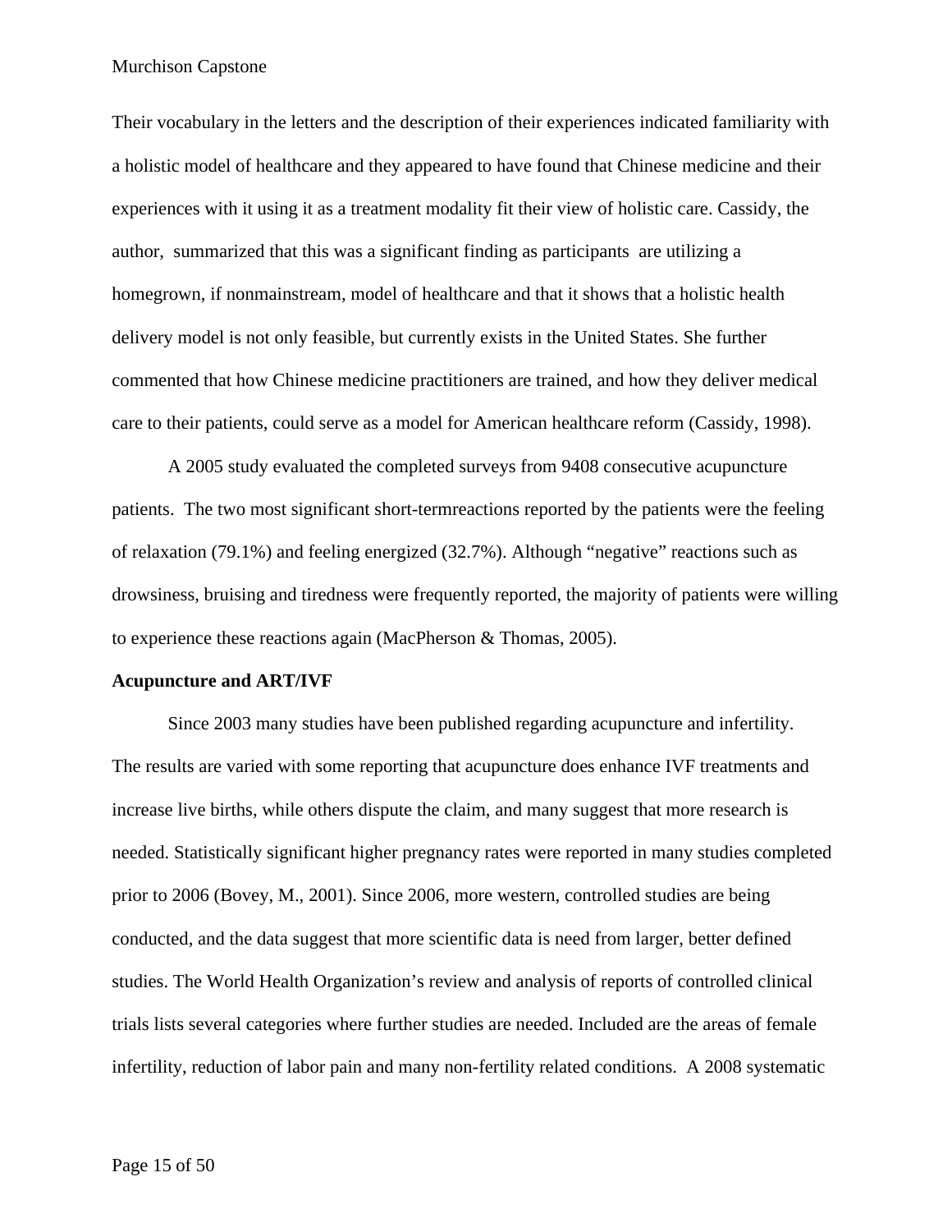Their vocabulary in the letters and the description of their experiences indicated familiarity with a holistic model of healthcare and they appeared to have found that Chinese medicine and their experiences with it using it as a treatment modality fit their view of holistic care. Cassidy, the author, summarized that this was a significant finding as participants are utilizing a homegrown, if nonmainstream, model of healthcare and that it shows that a holistic health delivery model is not only feasible, but currently exists in the United States. She further commented that how Chinese medicine practitioners are trained, and how they deliver medical care to their patients, could serve as a model for American healthcare reform (Cassidy, 1998).

A 2005 study evaluated the completed surveys from 9408 consecutive acupuncture patients. The two most significant short-termreactions reported by the patients were the feeling of relaxation (79.1%) and feeling energized (32.7%). Although "negative" reactions such as drowsiness, bruising and tiredness were frequently reported, the majority of patients were willing to experience these reactions again (MacPherson & Thomas, 2005).

**Acupuncture and ART/IVF**

Since 2003 many studies have been published regarding acupuncture and infertility. The results are varied with some reporting that acupuncture does enhance IVF treatments and increase live births, while others dispute the claim, and many suggest that more research is needed. Statistically significant higher pregnancy rates were reported in many studies completed prior to 2006 (Bovey, M., 2001). Since 2006, more western, controlled studies are being conducted, and the data suggest that more scientific data is need from larger, better defined studies. The World Health Organization's review and analysis of reports of controlled clinical trials lists several categories where further studies are needed. Included are the areas of female infertility, reduction of labor pain and many non-fertility related conditions. A 2008 systematic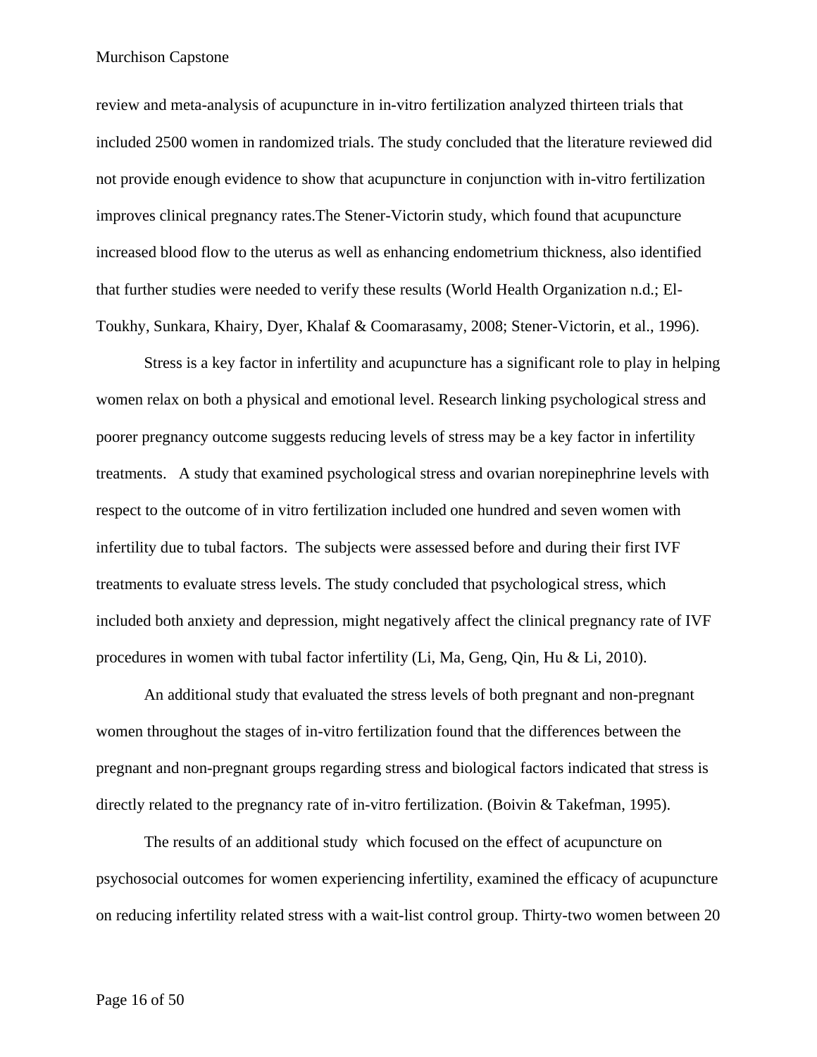review and meta-analysis of acupuncture in in-vitro fertilization analyzed thirteen trials that included 2500 women in randomized trials. The study concluded that the literature reviewed did not provide enough evidence to show that acupuncture in conjunction with in-vitro fertilization improves clinical pregnancy rates.The Stener-Victorin study, which found that acupuncture increased blood flow to the uterus as well as enhancing endometrium thickness, also identified that further studies were needed to verify these results (World Health Organization n.d.; El-Toukhy, Sunkara, Khairy, Dyer, Khalaf & Coomarasamy, 2008; Stener-Victorin, et al., 1996).

Stress is a key factor in infertility and acupuncture has a significant role to play in helping women relax on both a physical and emotional level. Research linking psychological stress and poorer pregnancy outcome suggests reducing levels of stress may be a key factor in infertility treatments. A study that examined psychological stress and ovarian norepinephrine levels with respect to the outcome of in vitro fertilization included one hundred and seven women with infertility due to tubal factors. The subjects were assessed before and during their first IVF treatments to evaluate stress levels. The study concluded that psychological stress, which included both anxiety and depression, might negatively affect the clinical pregnancy rate of IVF procedures in women with tubal factor infertility (Li, Ma, Geng, Qin, Hu & Li, 2010).

An additional study that evaluated the stress levels of both pregnant and non-pregnant women throughout the stages of in-vitro fertilization found that the differences between the pregnant and non-pregnant groups regarding stress and biological factors indicated that stress is directly related to the pregnancy rate of in-vitro fertilization. (Boivin & Takefman, 1995).

The results of an additional study which focused on the effect of acupuncture on psychosocial outcomes for women experiencing infertility, examined the efficacy of acupuncture on reducing infertility related stress with a wait-list control group. Thirty-two women between 20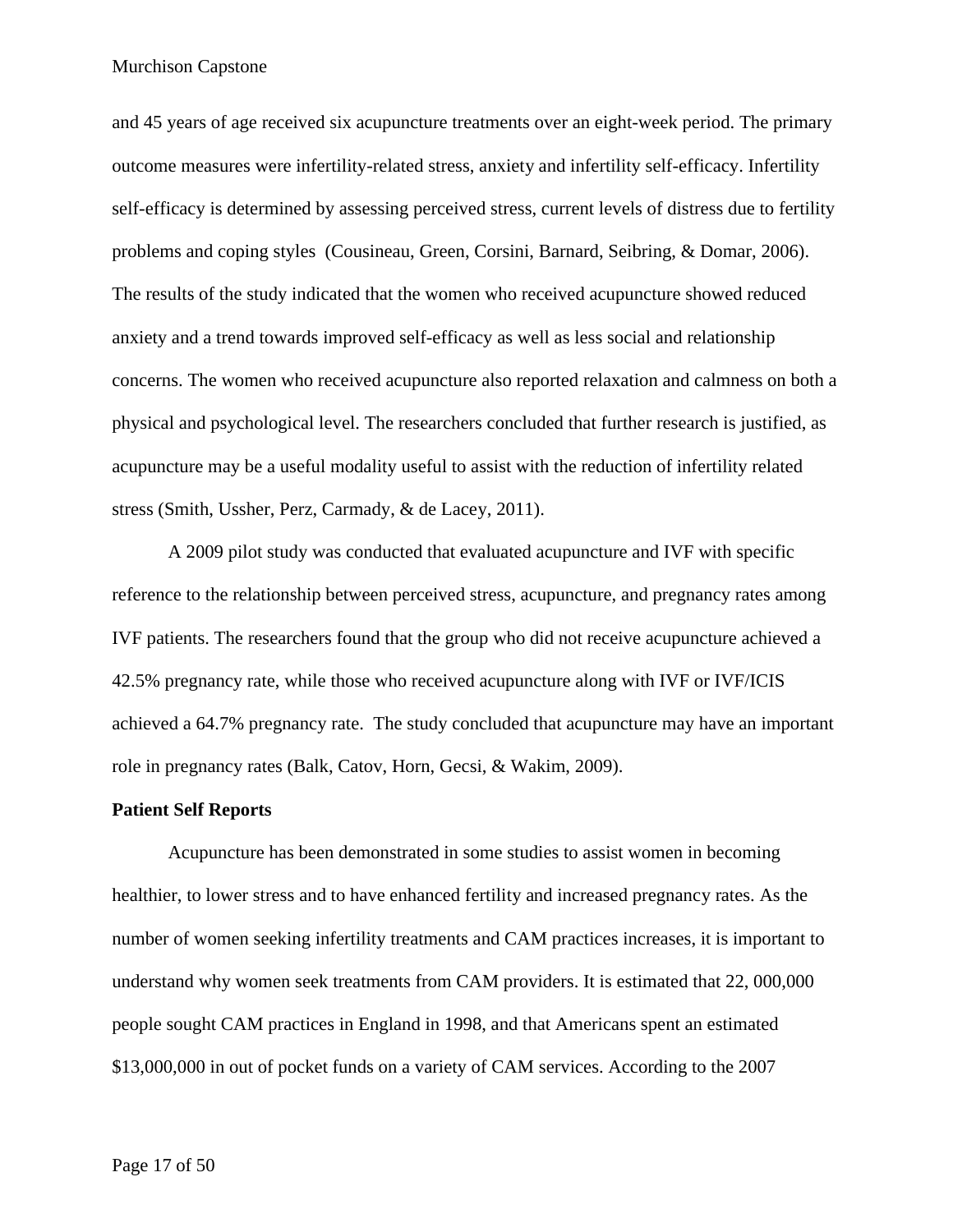and 45 years of age received six acupuncture treatments over an eight-week period. The primary outcome measures were infertility-related stress, anxiety and infertility self-efficacy. Infertility self-efficacy is determined by assessing perceived stress, current levels of distress due to fertility problems and coping styles (Cousineau, Green, Corsini, Barnard, Seibring, & Domar, 2006). The results of the study indicated that the women who received acupuncture showed reduced anxiety and a trend towards improved self-efficacy as well as less social and relationship concerns. The women who received acupuncture also reported relaxation and calmness on both a physical and psychological level. The researchers concluded that further research is justified, as acupuncture may be a useful modality useful to assist with the reduction of infertility related stress (Smith, Ussher, Perz, Carmady, & de Lacey, 2011).

A 2009 pilot study was conducted that evaluated acupuncture and IVF with specific reference to the relationship between perceived stress, acupuncture, and pregnancy rates among IVF patients. The researchers found that the group who did not receive acupuncture achieved a 42.5% pregnancy rate, while those who received acupuncture along with IVF or IVF/ICIS achieved a 64.7% pregnancy rate. The study concluded that acupuncture may have an important role in pregnancy rates (Balk, Catov, Horn, Gecsi, & Wakim, 2009).

**Patient Self Reports**

Acupuncture has been demonstrated in some studies to assist women in becoming healthier, to lower stress and to have enhanced fertility and increased pregnancy rates. As the number of women seeking infertility treatments and CAM practices increases, it is important to understand why women seek treatments from CAM providers. It is estimated that 22, 000,000 people sought CAM practices in England in 1998, and that Americans spent an estimated $13,000,000 in out of pocket funds on a variety of CAM services. According to the 2007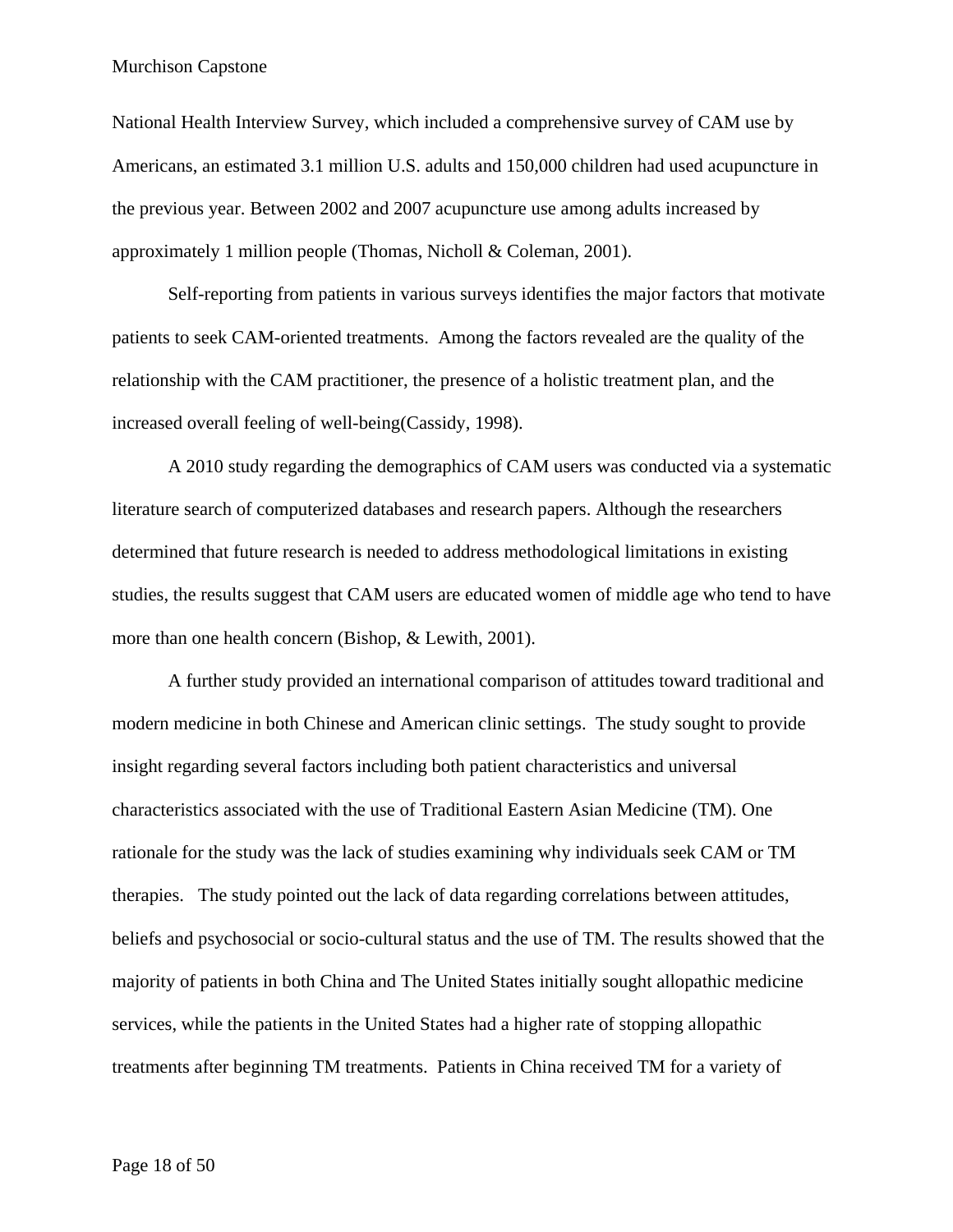National Health Interview Survey, which included a comprehensive survey of CAM use by Americans, an estimated 3.1 million U.S. adults and 150,000 children had used acupuncture in the previous year. Between 2002 and 2007 acupuncture use among adults increased by approximately 1 million people (Thomas, Nicholl & Coleman, 2001).

Self-reporting from patients in various surveys identifies the major factors that motivate patients to seek CAM-oriented treatments. Among the factors revealed are the quality of the relationship with the CAM practitioner, the presence of a holistic treatment plan, and the increased overall feeling of well-being(Cassidy, 1998).

A 2010 study regarding the demographics of CAM users was conducted via a systematic literature search of computerized databases and research papers. Although the researchers determined that future research is needed to address methodological limitations in existing studies, the results suggest that CAM users are educated women of middle age who tend to have more than one health concern (Bishop, & Lewith, 2001).

A further study provided an international comparison of attitudes toward traditional and modern medicine in both Chinese and American clinic settings. The study sought to provide insight regarding several factors including both patient characteristics and universal characteristics associated with the use of Traditional Eastern Asian Medicine (TM). One rationale for the study was the lack of studies examining why individuals seek CAM or TM therapies. The study pointed out the lack of data regarding correlations between attitudes, beliefs and psychosocial or socio-cultural status and the use of TM. The results showed that the majority of patients in both China and The United States initially sought allopathic medicine services, while the patients in the United States had a higher rate of stopping allopathic treatments after beginning TM treatments. Patients in China received TM for a variety of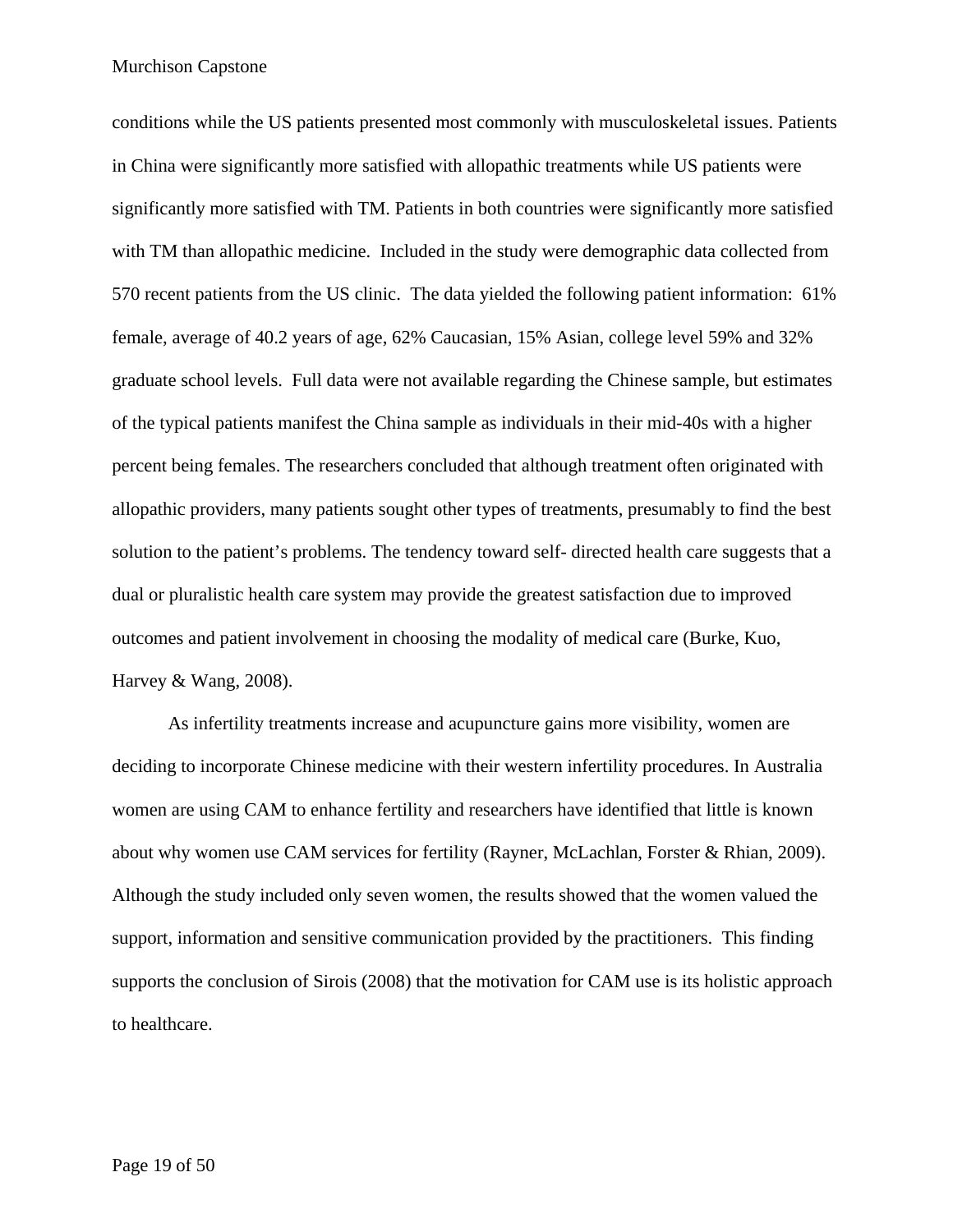conditions while the US patients presented most commonly with musculoskeletal issues. Patients in China were significantly more satisfied with allopathic treatments while US patients were significantly more satisfied with TM. Patients in both countries were significantly more satisfied with TM than allopathic medicine. Included in the study were demographic data collected from 570 recent patients from the US clinic. The data yielded the following patient information: 61% female, average of 40.2 years of age, 62% Caucasian, 15% Asian, college level 59% and 32% graduate school levels. Full data were not available regarding the Chinese sample, but estimates of the typical patients manifest the China sample as individuals in their mid-40s with a higher percent being females. The researchers concluded that although treatment often originated with allopathic providers, many patients sought other types of treatments, presumably to find the best solution to the patient's problems. The tendency toward self- directed health care suggests that a dual or pluralistic health care system may provide the greatest satisfaction due to improved outcomes and patient involvement in choosing the modality of medical care (Burke, Kuo, Harvey & Wang, 2008).

As infertility treatments increase and acupuncture gains more visibility, women are deciding to incorporate Chinese medicine with their western infertility procedures. In Australia women are using CAM to enhance fertility and researchers have identified that little is known about why women use CAM services for fertility (Rayner, McLachlan, Forster & Rhian, 2009). Although the study included only seven women, the results showed that the women valued the support, information and sensitive communication provided by the practitioners. This finding supports the conclusion of Sirois (2008) that the motivation for CAM use is its holistic approach to healthcare.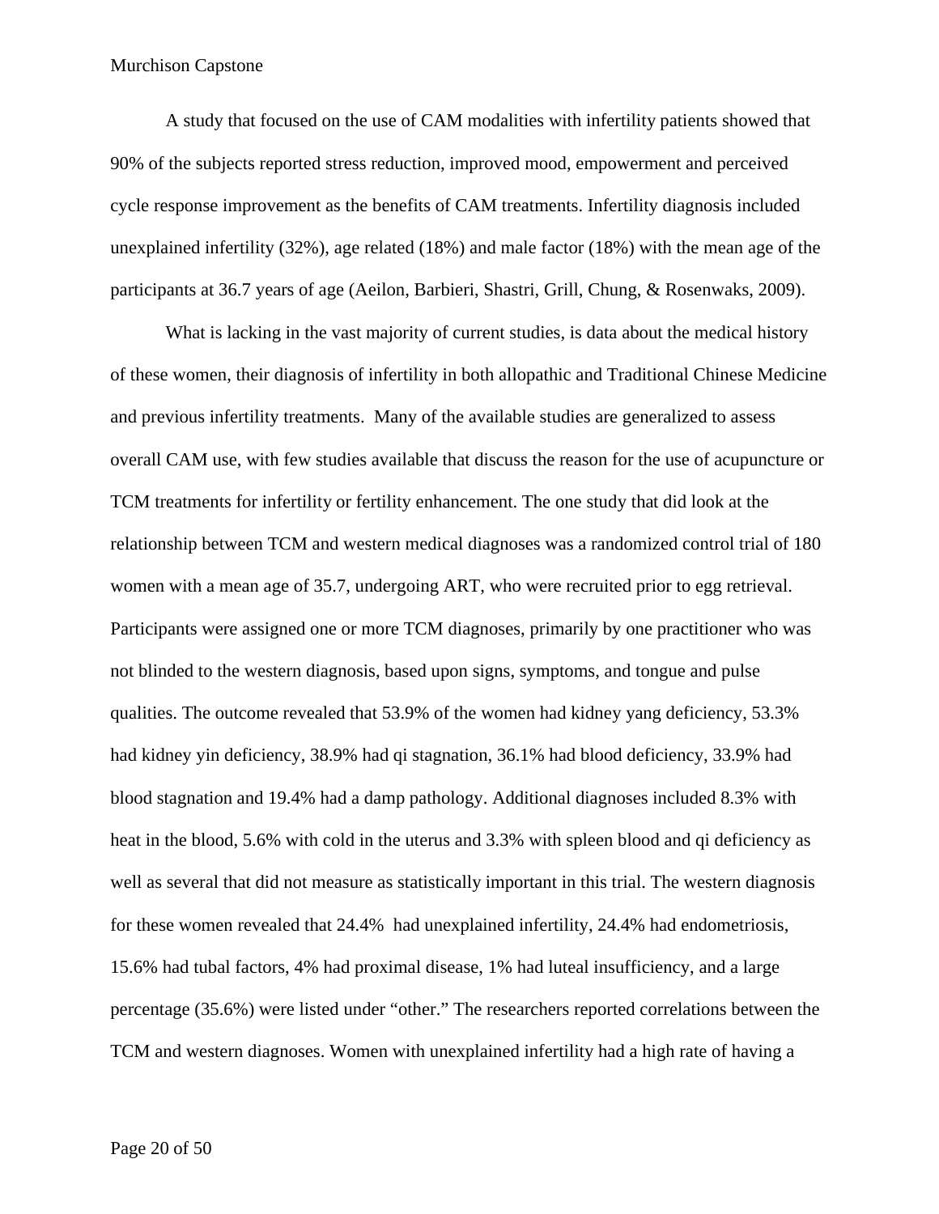A study that focused on the use of CAM modalities with infertility patients showed that 90% of the subjects reported stress reduction, improved mood, empowerment and perceived cycle response improvement as the benefits of CAM treatments. Infertility diagnosis included unexplained infertility (32%), age related (18%) and male factor (18%) with the mean age of the participants at 36.7 years of age (Aeilon, Barbieri, Shastri, Grill, Chung, & Rosenwaks, 2009).

What is lacking in the vast majority of current studies, is data about the medical history of these women, their diagnosis of infertility in both allopathic and Traditional Chinese Medicine and previous infertility treatments. Many of the available studies are generalized to assess overall CAM use, with few studies available that discuss the reason for the use of acupuncture or TCM treatments for infertility or fertility enhancement. The one study that did look at the relationship between TCM and western medical diagnoses was a randomized control trial of 180 women with a mean age of 35.7, undergoing ART, who were recruited prior to egg retrieval. Participants were assigned one or more TCM diagnoses, primarily by one practitioner who was not blinded to the western diagnosis, based upon signs, symptoms, and tongue and pulse qualities. The outcome revealed that 53.9% of the women had kidney yang deficiency, 53.3% had kidney yin deficiency, 38.9% had qi stagnation, 36.1% had blood deficiency, 33.9% had blood stagnation and 19.4% had a damp pathology. Additional diagnoses included 8.3% with heat in the blood, 5.6% with cold in the uterus and 3.3% with spleen blood and qi deficiency as well as several that did not measure as statistically important in this trial. The western diagnosis for these women revealed that 24.4% had unexplained infertility, 24.4% had endometriosis, 15.6% had tubal factors, 4% had proximal disease, 1% had luteal insufficiency, and a large percentage (35.6%) were listed under "other." The researchers reported correlations between the TCM and western diagnoses. Women with unexplained infertility had a high rate of having a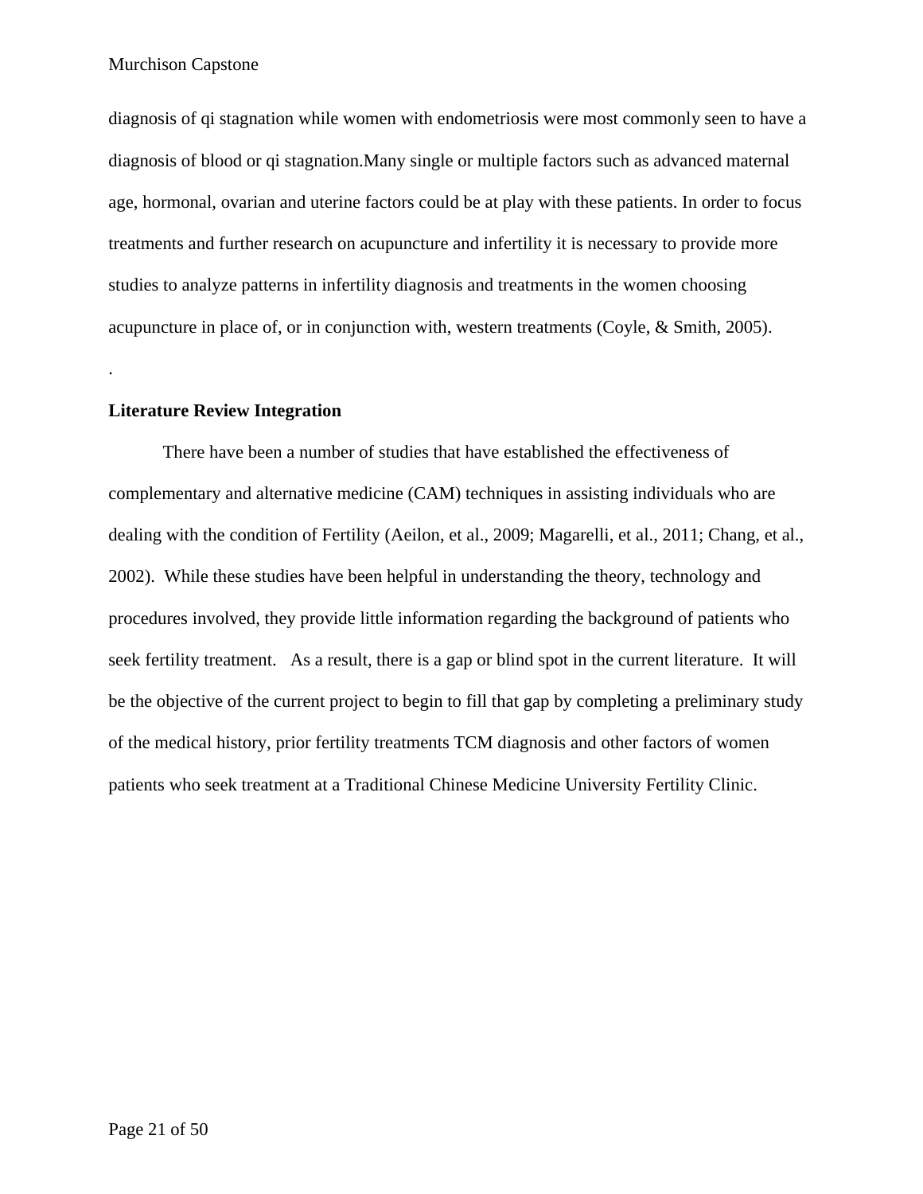diagnosis of qi stagnation while women with endometriosis were most commonly seen to have a diagnosis of blood or qi stagnation.Many single or multiple factors such as advanced maternal age, hormonal, ovarian and uterine factors could be at play with these patients. In order to focus treatments and further research on acupuncture and infertility it is necessary to provide more studies to analyze patterns in infertility diagnosis and treatments in the women choosing acupuncture in place of, or in conjunction with, western treatments (Coyle, & Smith, 2005).

.

**Literature Review Integration**

There have been a number of studies that have established the effectiveness of complementary and alternative medicine (CAM) techniques in assisting individuals who are dealing with the condition of Fertility (Aeilon, et al., 2009; Magarelli, et al., 2011; Chang, et al., 2002). While these studies have been helpful in understanding the theory, technology and procedures involved, they provide little information regarding the background of patients who seek fertility treatment. As a result, there is a gap or blind spot in the current literature. It will be the objective of the current project to begin to fill that gap by completing a preliminary study of the medical history, prior fertility treatments TCM diagnosis and other factors of women patients who seek treatment at a Traditional Chinese Medicine University Fertility Clinic.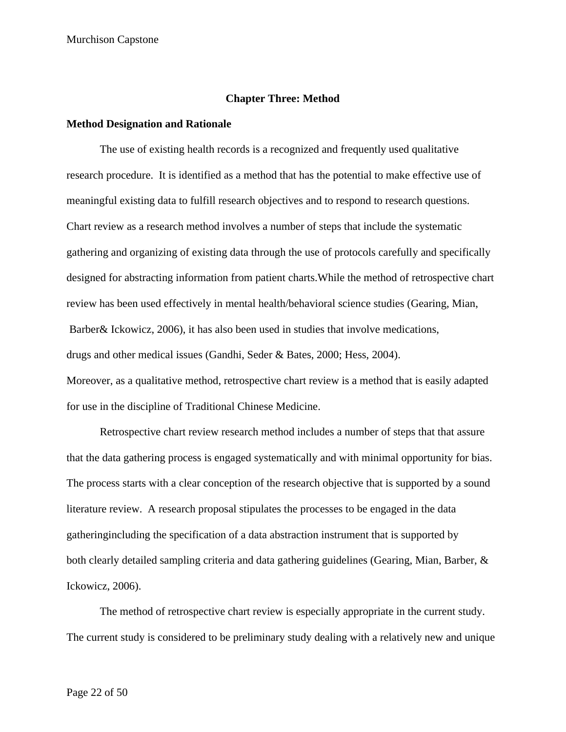# Chapter Three: Method

## Method Designation and Rationale

The use of existing health records is a recognized and frequently used qualitative research procedure. It is identified as a method that has the potential to make effective use of meaningful existing data to fulfill research objectives and to respond to research questions. Chart review as a research method involves a number of steps that include the systematic gathering and organizing of existing data through the use of protocols carefully and specifically designed for abstracting information from patient charts.While the method of retrospective chart review has been used effectively in mental health/behavioral science studies (Gearing, Mian, Barber& Ickowicz, 2006), it has also been used in studies that involve medications, drugs and other medical issues (Gandhi, Seder & Bates, 2000; Hess, 2004). Moreover, as a qualitative method, retrospective chart review is a method that is easily adapted for use in the discipline of Traditional Chinese Medicine.

Retrospective chart review research method includes a number of steps that that assure that the data gathering process is engaged systematically and with minimal opportunity for bias. The process starts with a clear conception of the research objective that is supported by a sound literature review. A research proposal stipulates the processes to be engaged in the data gatheringincluding the specification of a data abstraction instrument that is supported by both clearly detailed sampling criteria and data gathering guidelines (Gearing, Mian, Barber, & Ickowicz, 2006).

The method of retrospective chart review is especially appropriate in the current study. The current study is considered to be preliminary study dealing with a relatively new and unique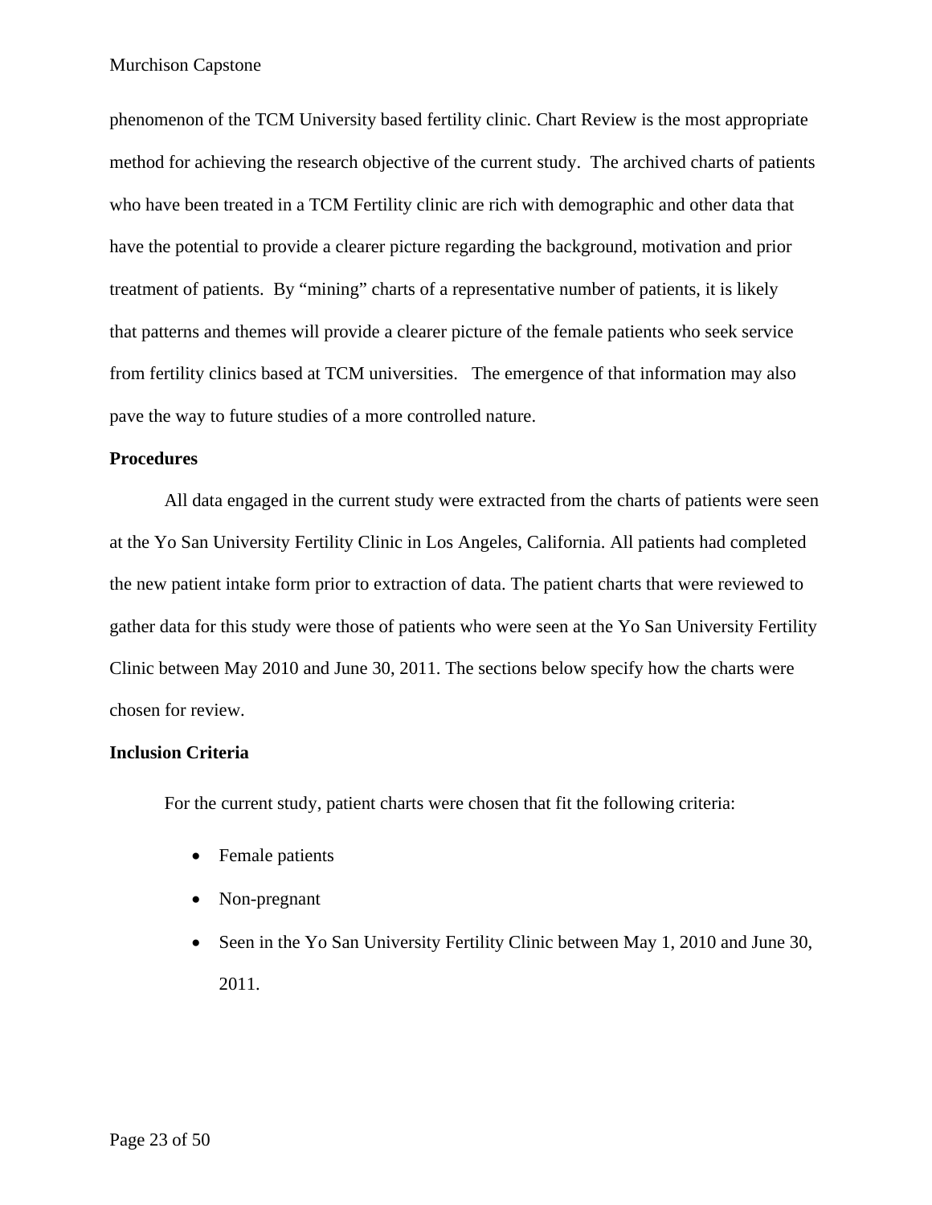phenomenon of the TCM University based fertility clinic. Chart Review is the most appropriate method for achieving the research objective of the current study. The archived charts of patients who have been treated in a TCM Fertility clinic are rich with demographic and other data that have the potential to provide a clearer picture regarding the background, motivation and prior treatment of patients. By "mining" charts of a representative number of patients, it is likely that patterns and themes will provide a clearer picture of the female patients who seek service from fertility clinics based at TCM universities. The emergence of that information may also pave the way to future studies of a more controlled nature.

**Procedures**

All data engaged in the current study were extracted from the charts of patients were seen at the Yo San University Fertility Clinic in Los Angeles, California. All patients had completed the new patient intake form prior to extraction of data. The patient charts that were reviewed to gather data for this study were those of patients who were seen at the Yo San University Fertility Clinic between May 2010 and June 30, 2011. The sections below specify how the charts were chosen for review.

**Inclusion Criteria**

For the current study, patient charts were chosen that fit the following criteria:

- Female patients
- Non-pregnant
- Seen in the Yo San University Fertility Clinic between May 1, 2010 and June 30, 2011.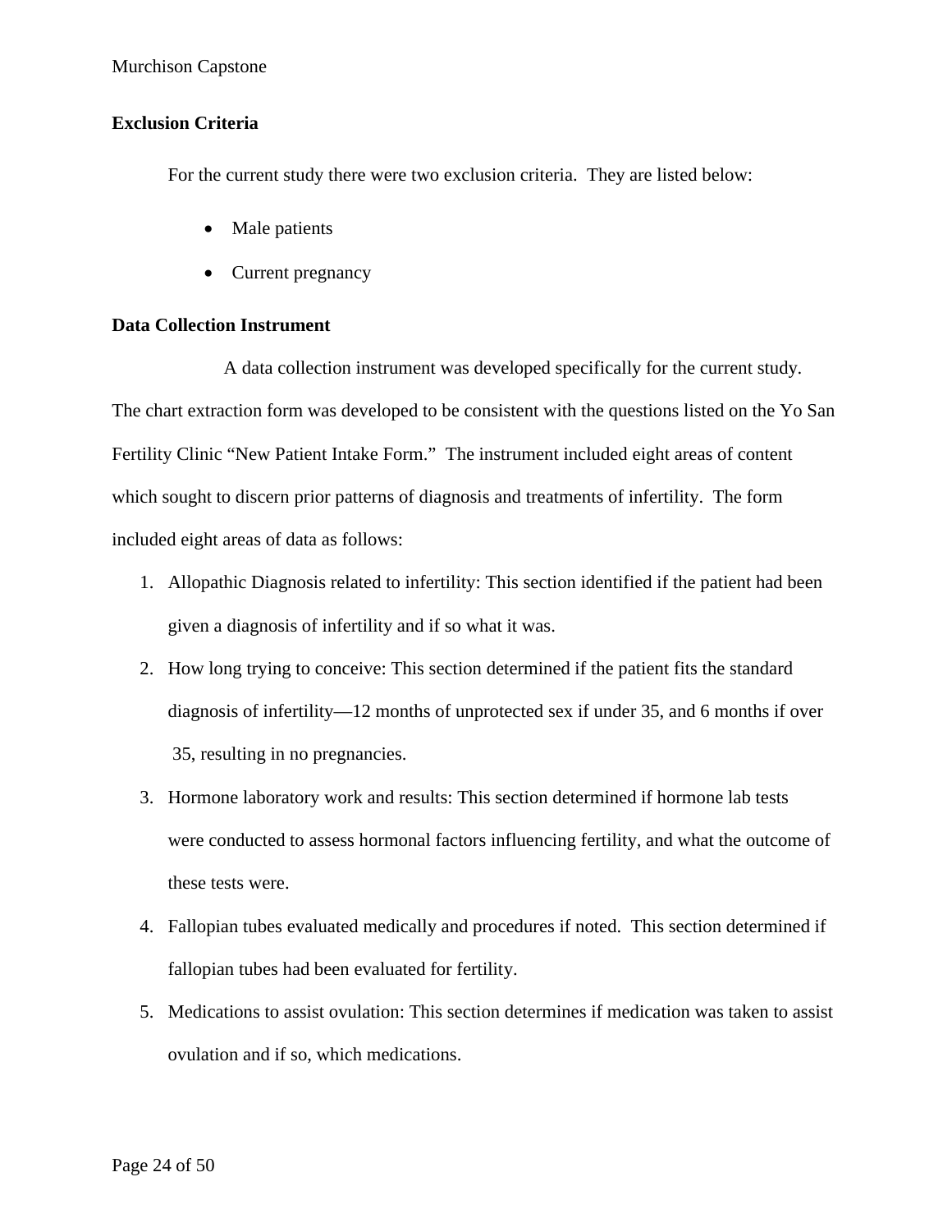**Exclusion Criteria**

For the current study there were two exclusion criteria. They are listed below:

- Male patients
- Current pregnancy

**Data Collection Instrument**

A data collection instrument was developed specifically for the current study. The chart extraction form was developed to be consistent with the questions listed on the Yo San Fertility Clinic "New Patient Intake Form." The instrument included eight areas of content which sought to discern prior patterns of diagnosis and treatments of infertility. The form included eight areas of data as follows:

1. Allopathic Diagnosis related to infertility: This section identified if the patient had been given a diagnosis of infertility and if so what it was.
2. How long trying to conceive: This section determined if the patient fits the standard diagnosis of infertility—12 months of unprotected sex if under 35, and 6 months if over 35, resulting in no pregnancies.
3. Hormone laboratory work and results: This section determined if hormone lab tests were conducted to assess hormonal factors influencing fertility, and what the outcome of these tests were.
4. Fallopian tubes evaluated medically and procedures if noted. This section determined if fallopian tubes had been evaluated for fertility.
5. Medications to assist ovulation: This section determines if medication was taken to assist ovulation and if so, which medications.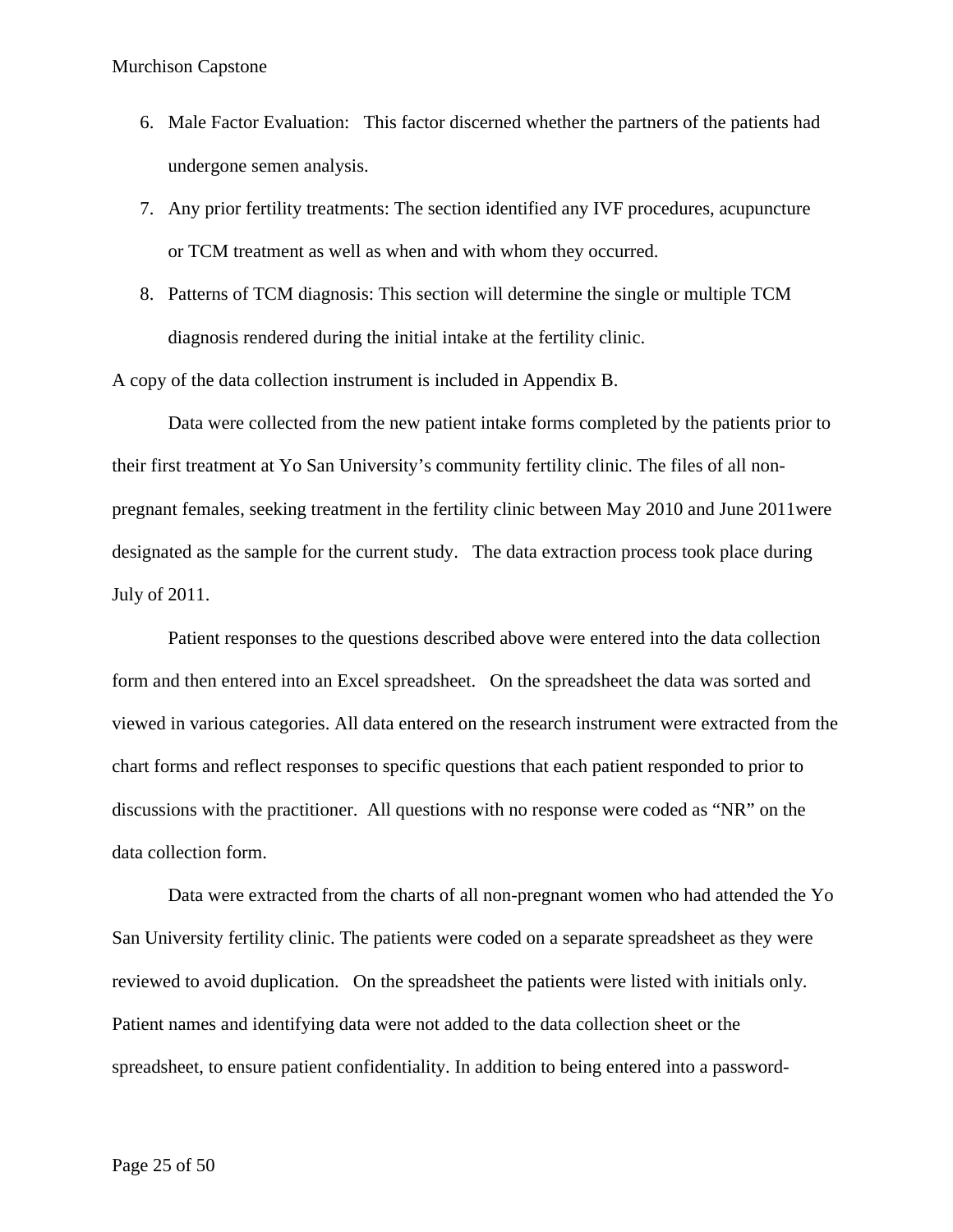6. Male Factor Evaluation: This factor discerned whether the partners of the patients had undergone semen analysis.
7. Any prior fertility treatments: The section identified any IVF procedures, acupuncture or TCM treatment as well as when and with whom they occurred.
8. Patterns of TCM diagnosis: This section will determine the single or multiple TCM diagnosis rendered during the initial intake at the fertility clinic.

A copy of the data collection instrument is included in Appendix B.

Data were collected from the new patient intake forms completed by the patients prior to their first treatment at Yo San University's community fertility clinic. The files of all non-pregnant females, seeking treatment in the fertility clinic between May 2010 and June 2011were designated as the sample for the current study. The data extraction process took place during July of 2011.

Patient responses to the questions described above were entered into the data collection form and then entered into an Excel spreadsheet. On the spreadsheet the data was sorted and viewed in various categories. All data entered on the research instrument were extracted from the chart forms and reflect responses to specific questions that each patient responded to prior to discussions with the practitioner. All questions with no response were coded as "NR" on the data collection form.

Data were extracted from the charts of all non-pregnant women who had attended the Yo San University fertility clinic. The patients were coded on a separate spreadsheet as they were reviewed to avoid duplication. On the spreadsheet the patients were listed with initials only. Patient names and identifying data were not added to the data collection sheet or the spreadsheet, to ensure patient confidentiality. In addition to being entered into a password-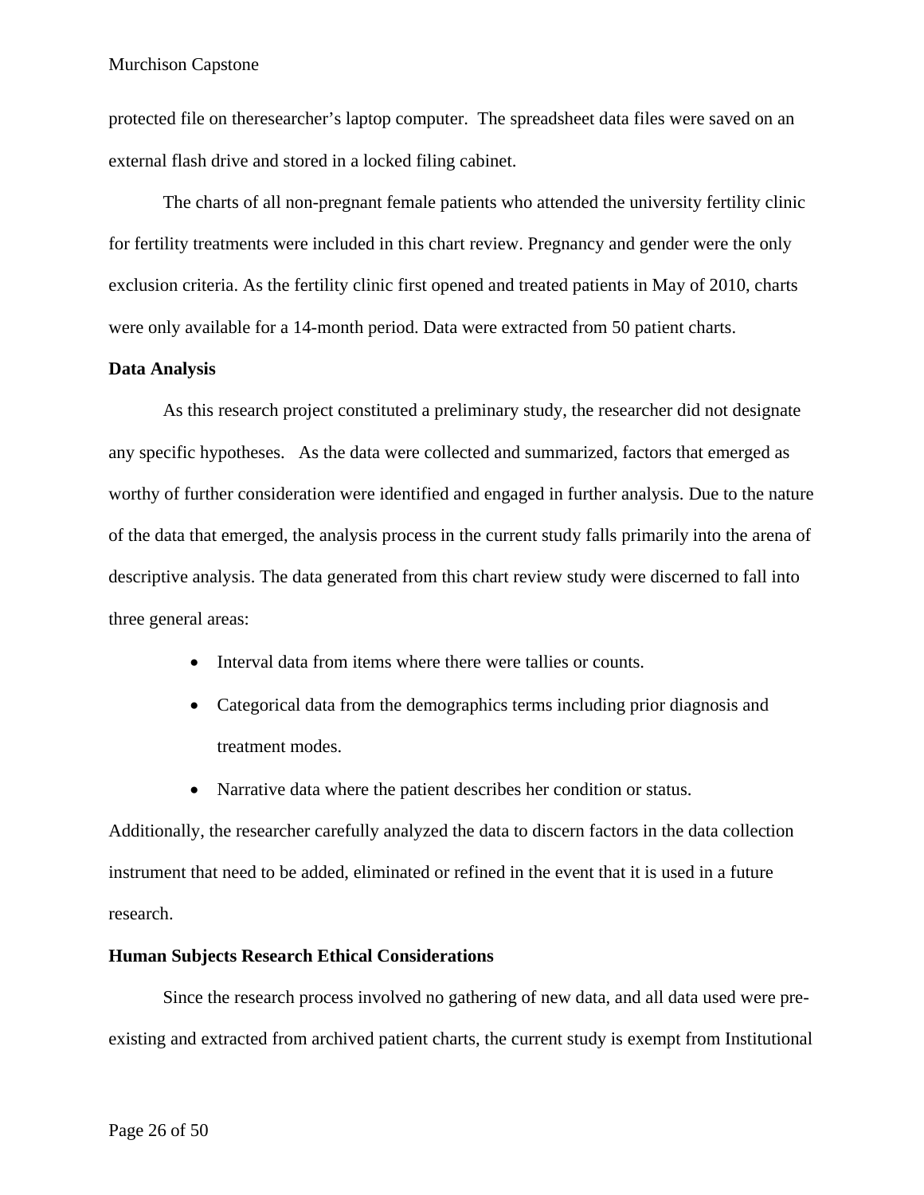protected file on theresearcher's laptop computer. The spreadsheet data files were saved on an external flash drive and stored in a locked filing cabinet.

The charts of all non-pregnant female patients who attended the university fertility clinic for fertility treatments were included in this chart review. Pregnancy and gender were the only exclusion criteria. As the fertility clinic first opened and treated patients in May of 2010, charts were only available for a 14-month period. Data were extracted from 50 patient charts.

**Data Analysis**

As this research project constituted a preliminary study, the researcher did not designate any specific hypotheses. As the data were collected and summarized, factors that emerged as worthy of further consideration were identified and engaged in further analysis. Due to the nature of the data that emerged, the analysis process in the current study falls primarily into the arena of descriptive analysis. The data generated from this chart review study were discerned to fall into three general areas:

- Interval data from items where there were tallies or counts.
- Categorical data from the demographics terms including prior diagnosis and treatment modes.
- Narrative data where the patient describes her condition or status.

Additionally, the researcher carefully analyzed the data to discern factors in the data collection instrument that need to be added, eliminated or refined in the event that it is used in a future research.

**Human Subjects Research Ethical Considerations**

Since the research process involved no gathering of new data, and all data used were pre-existing and extracted from archived patient charts, the current study is exempt from Institutional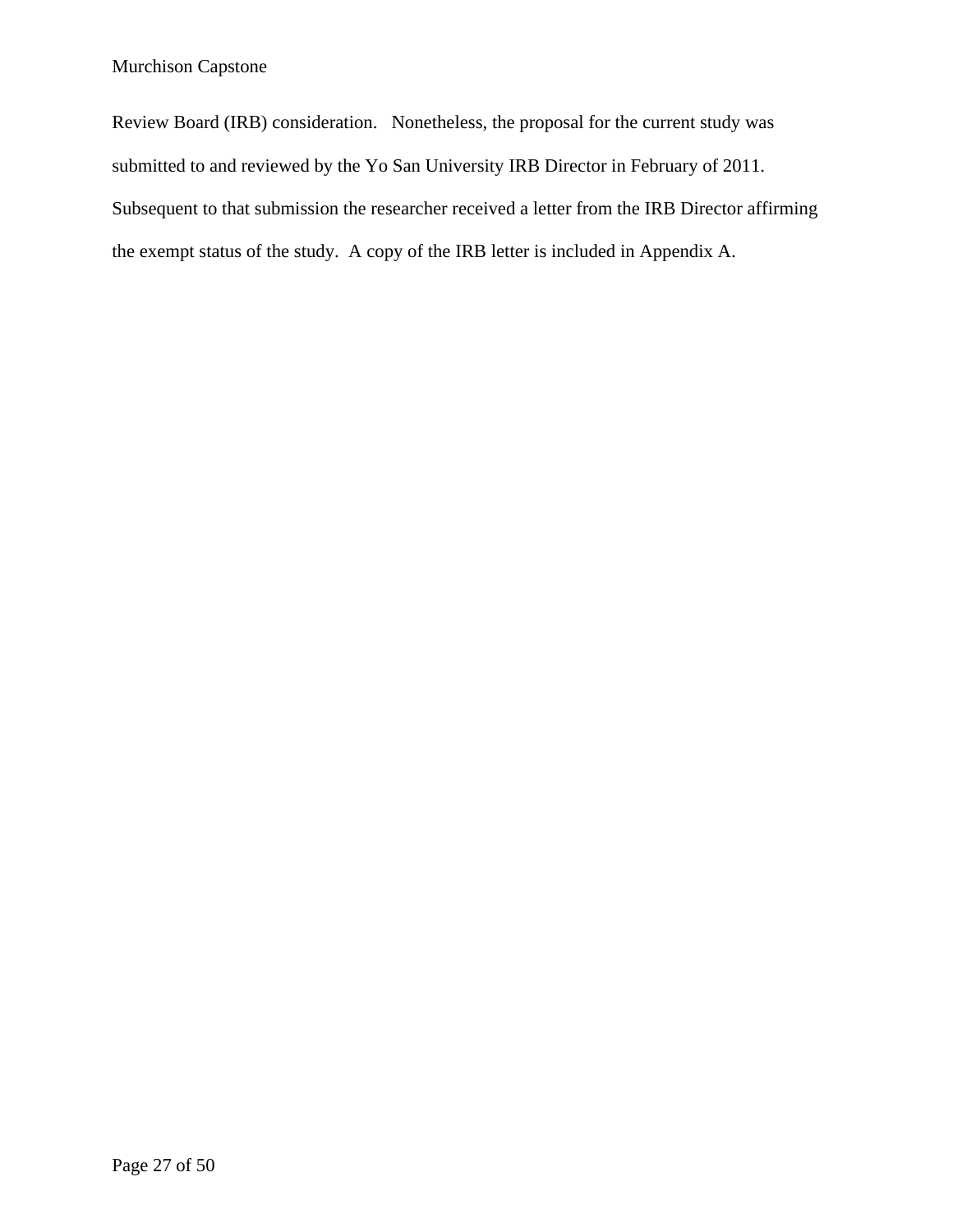Review Board (IRB) consideration. Nonetheless, the proposal for the current study was submitted to and reviewed by the Yo San University IRB Director in February of 2011. Subsequent to that submission the researcher received a letter from the IRB Director affirming the exempt status of the study. A copy of the IRB letter is included in Appendix A.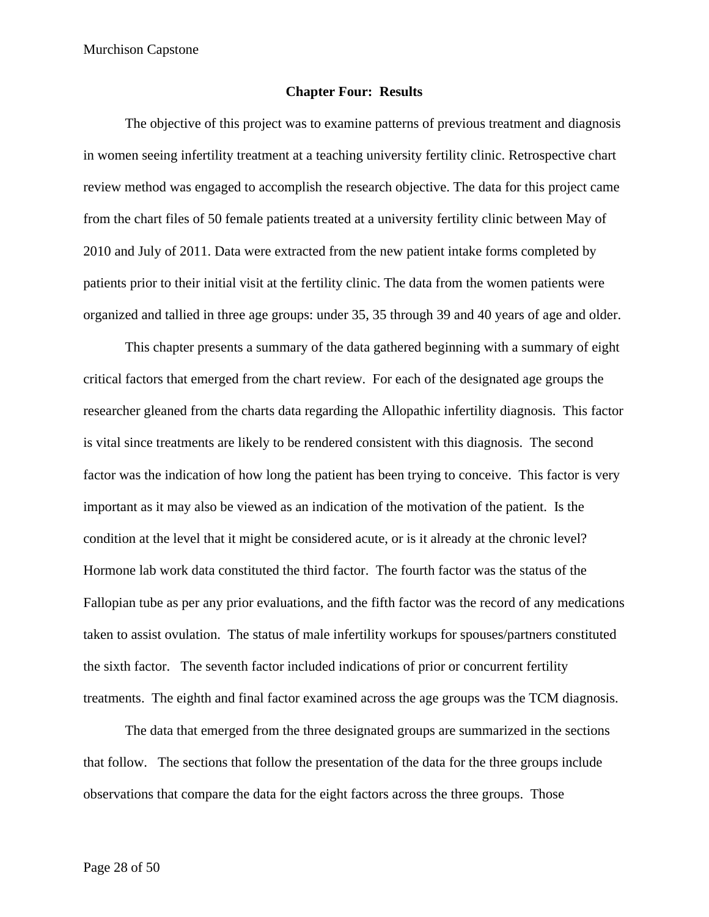# Chapter Four: Results

The objective of this project was to examine patterns of previous treatment and diagnosis in women seeing infertility treatment at a teaching university fertility clinic. Retrospective chart review method was engaged to accomplish the research objective. The data for this project came from the chart files of 50 female patients treated at a university fertility clinic between May of 2010 and July of 2011. Data were extracted from the new patient intake forms completed by patients prior to their initial visit at the fertility clinic. The data from the women patients were organized and tallied in three age groups: under 35, 35 through 39 and 40 years of age and older.

This chapter presents a summary of the data gathered beginning with a summary of eight critical factors that emerged from the chart review. For each of the designated age groups the researcher gleaned from the charts data regarding the Allopathic infertility diagnosis. This factor is vital since treatments are likely to be rendered consistent with this diagnosis. The second factor was the indication of how long the patient has been trying to conceive. This factor is very important as it may also be viewed as an indication of the motivation of the patient. Is the condition at the level that it might be considered acute, or is it already at the chronic level? Hormone lab work data constituted the third factor. The fourth factor was the status of the Fallopian tube as per any prior evaluations, and the fifth factor was the record of any medications taken to assist ovulation. The status of male infertility workups for spouses/partners constituted the sixth factor. The seventh factor included indications of prior or concurrent fertility treatments. The eighth and final factor examined across the age groups was the TCM diagnosis.

The data that emerged from the three designated groups are summarized in the sections that follow. The sections that follow the presentation of the data for the three groups include observations that compare the data for the eight factors across the three groups. Those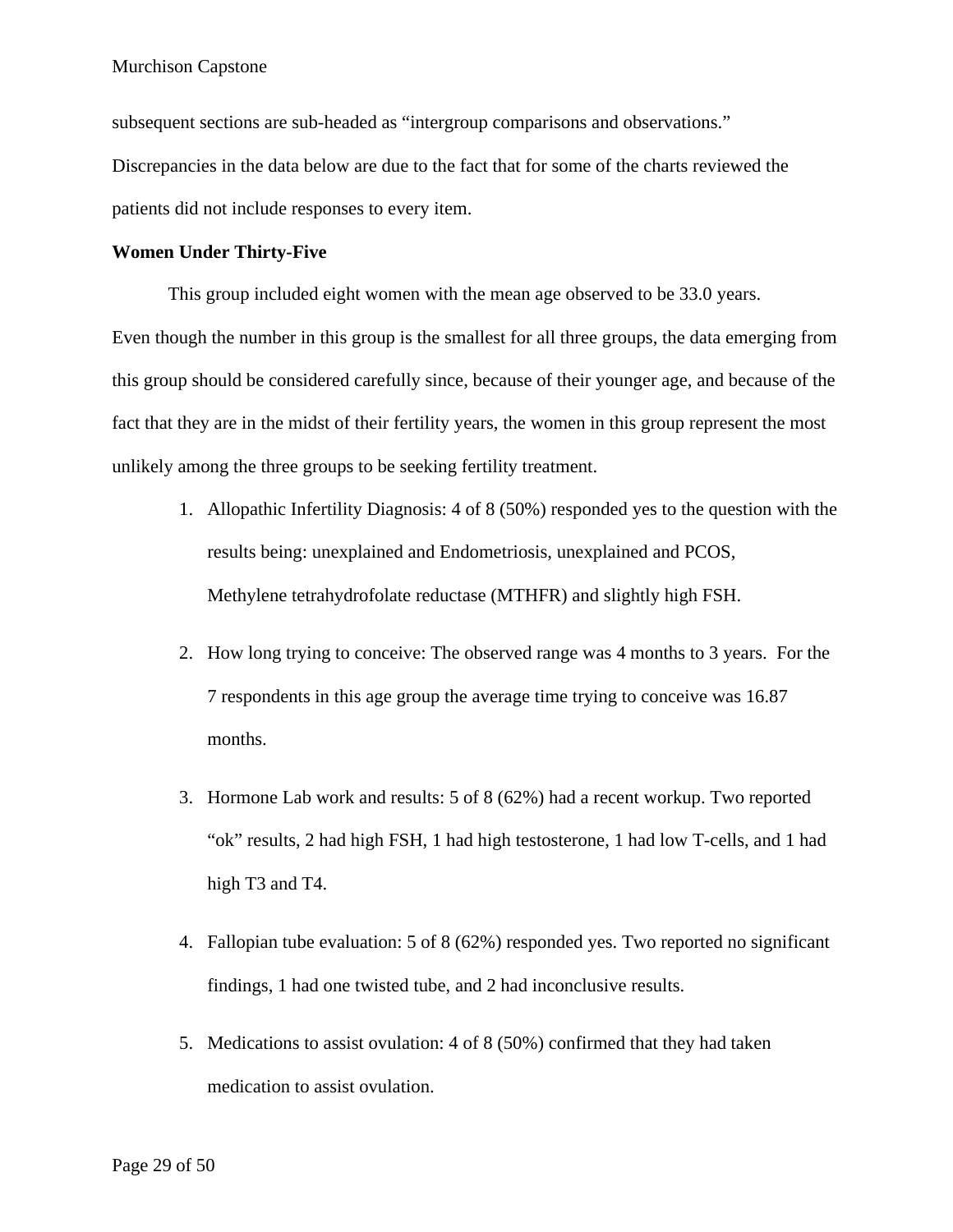subsequent sections are sub-headed as "intergroup comparisons and observations." Discrepancies in the data below are due to the fact that for some of the charts reviewed the patients did not include responses to every item.

**Women Under Thirty-Five**

This group included eight women with the mean age observed to be 33.0 years. Even though the number in this group is the smallest for all three groups, the data emerging from this group should be considered carefully since, because of their younger age, and because of the fact that they are in the midst of their fertility years, the women in this group represent the most unlikely among the three groups to be seeking fertility treatment.

1. Allopathic Infertility Diagnosis: 4 of 8 (50%) responded yes to the question with the results being: unexplained and Endometriosis, unexplained and PCOS, Methylene tetrahydrofolate reductase (MTHFR) and slightly high FSH.

2. How long trying to conceive: The observed range was 4 months to 3 years. For the 7 respondents in this age group the average time trying to conceive was 16.87 months.

3. Hormone Lab work and results: 5 of 8 (62%) had a recent workup. Two reported "ok" results, 2 had high FSH, 1 had high testosterone, 1 had low T-cells, and 1 had high T3 and T4.

4. Fallopian tube evaluation: 5 of 8 (62%) responded yes. Two reported no significant findings, 1 had one twisted tube, and 2 had inconclusive results.

5. Medications to assist ovulation: 4 of 8 (50%) confirmed that they had taken medication to assist ovulation.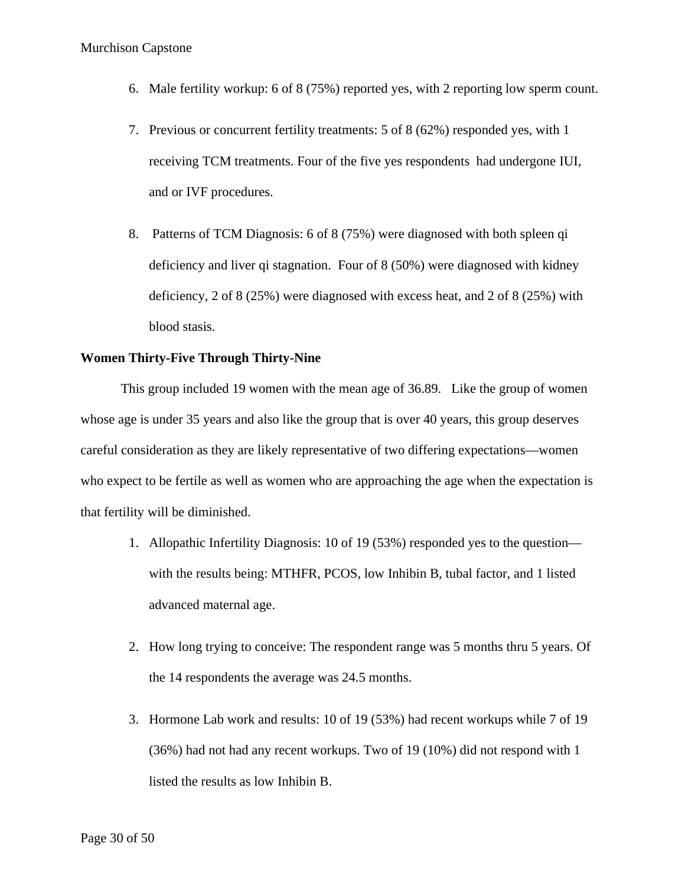6. Male fertility workup: 6 of 8 (75%) reported yes, with 2 reporting low sperm count.

7. Previous or concurrent fertility treatments: 5 of 8 (62%) responded yes, with 1 receiving TCM treatments. Four of the five yes respondents had undergone IUI, and or IVF procedures.

8. Patterns of TCM Diagnosis: 6 of 8 (75%) were diagnosed with both spleen qi deficiency and liver qi stagnation. Four of 8 (50%) were diagnosed with kidney deficiency, 2 of 8 (25%) were diagnosed with excess heat, and 2 of 8 (25%) with blood stasis.

**Women Thirty-Five Through Thirty-Nine**

This group included 19 women with the mean age of 36.89. Like the group of women whose age is under 35 years and also like the group that is over 40 years, this group deserves careful consideration as they are likely representative of two differing expectations—women who expect to be fertile as well as women who are approaching the age when the expectation is that fertility will be diminished.

1. Allopathic Infertility Diagnosis: 10 of 19 (53%) responded yes to the question—with the results being: MTHFR, PCOS, low Inhibin B, tubal factor, and 1 listed advanced maternal age.

2. How long trying to conceive: The respondent range was 5 months thru 5 years. Of the 14 respondents the average was 24.5 months.

3. Hormone Lab work and results: 10 of 19 (53%) had recent workups while 7 of 19 (36%) had not had any recent workups. Two of 19 (10%) did not respond with 1 listed the results as low Inhibin B.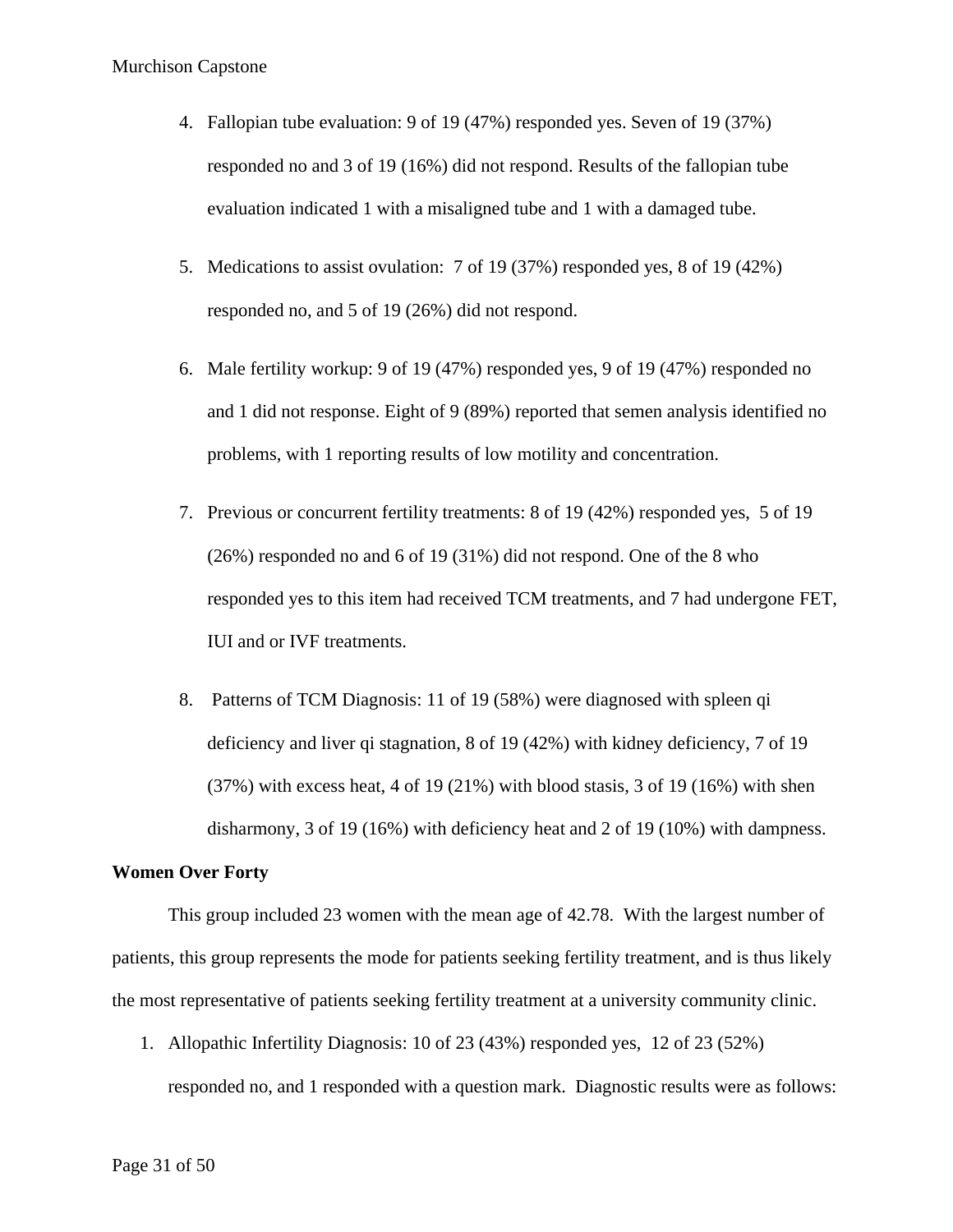4. Fallopian tube evaluation: 9 of 19 (47%) responded yes. Seven of 19 (37%) responded no and 3 of 19 (16%) did not respond. Results of the fallopian tube evaluation indicated 1 with a misaligned tube and 1 with a damaged tube.

5. Medications to assist ovulation: 7 of 19 (37%) responded yes, 8 of 19 (42%) responded no, and 5 of 19 (26%) did not respond.

6. Male fertility workup: 9 of 19 (47%) responded yes, 9 of 19 (47%) responded no and 1 did not response. Eight of 9 (89%) reported that semen analysis identified no problems, with 1 reporting results of low motility and concentration.

7. Previous or concurrent fertility treatments: 8 of 19 (42%) responded yes, 5 of 19 (26%) responded no and 6 of 19 (31%) did not respond. One of the 8 who responded yes to this item had received TCM treatments, and 7 had undergone FET, IUI and or IVF treatments.

8. Patterns of TCM Diagnosis: 11 of 19 (58%) were diagnosed with spleen qi deficiency and liver qi stagnation, 8 of 19 (42%) with kidney deficiency, 7 of 19 (37%) with excess heat, 4 of 19 (21%) with blood stasis, 3 of 19 (16%) with shen disharmony, 3 of 19 (16%) with deficiency heat and 2 of 19 (10%) with dampness.

**Women Over Forty**

This group included 23 women with the mean age of 42.78. With the largest number of patients, this group represents the mode for patients seeking fertility treatment, and is thus likely the most representative of patients seeking fertility treatment at a university community clinic.

1. Allopathic Infertility Diagnosis: 10 of 23 (43%) responded yes, 12 of 23 (52%) responded no, and 1 responded with a question mark. Diagnostic results were as follows: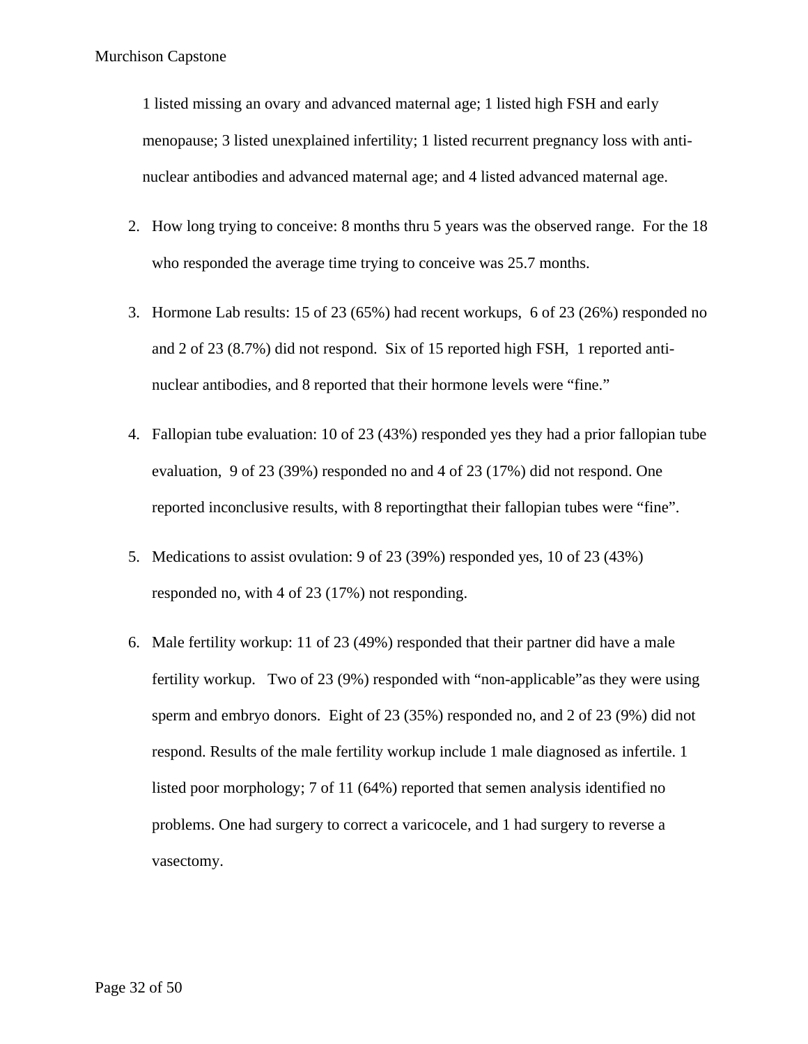1 listed missing an ovary and advanced maternal age; 1 listed high FSH and early menopause; 3 listed unexplained infertility; 1 listed recurrent pregnancy loss with anti-nuclear antibodies and advanced maternal age; and 4 listed advanced maternal age.

2. How long trying to conceive: 8 months thru 5 years was the observed range. For the 18 who responded the average time trying to conceive was 25.7 months.

3. Hormone Lab results: 15 of 23 (65%) had recent workups, 6 of 23 (26%) responded no and 2 of 23 (8.7%) did not respond. Six of 15 reported high FSH, 1 reported anti-nuclear antibodies, and 8 reported that their hormone levels were "fine."

4. Fallopian tube evaluation: 10 of 23 (43%) responded yes they had a prior fallopian tube evaluation, 9 of 23 (39%) responded no and 4 of 23 (17%) did not respond. One reported inconclusive results, with 8 reportingthat their fallopian tubes were "fine".

5. Medications to assist ovulation: 9 of 23 (39%) responded yes, 10 of 23 (43%) responded no, with 4 of 23 (17%) not responding.

6. Male fertility workup: 11 of 23 (49%) responded that their partner did have a male fertility workup. Two of 23 (9%) responded with "non-applicable"as they were using sperm and embryo donors. Eight of 23 (35%) responded no, and 2 of 23 (9%) did not respond. Results of the male fertility workup include 1 male diagnosed as infertile. 1 listed poor morphology; 7 of 11 (64%) reported that semen analysis identified no problems. One had surgery to correct a varicocele, and 1 had surgery to reverse a vasectomy.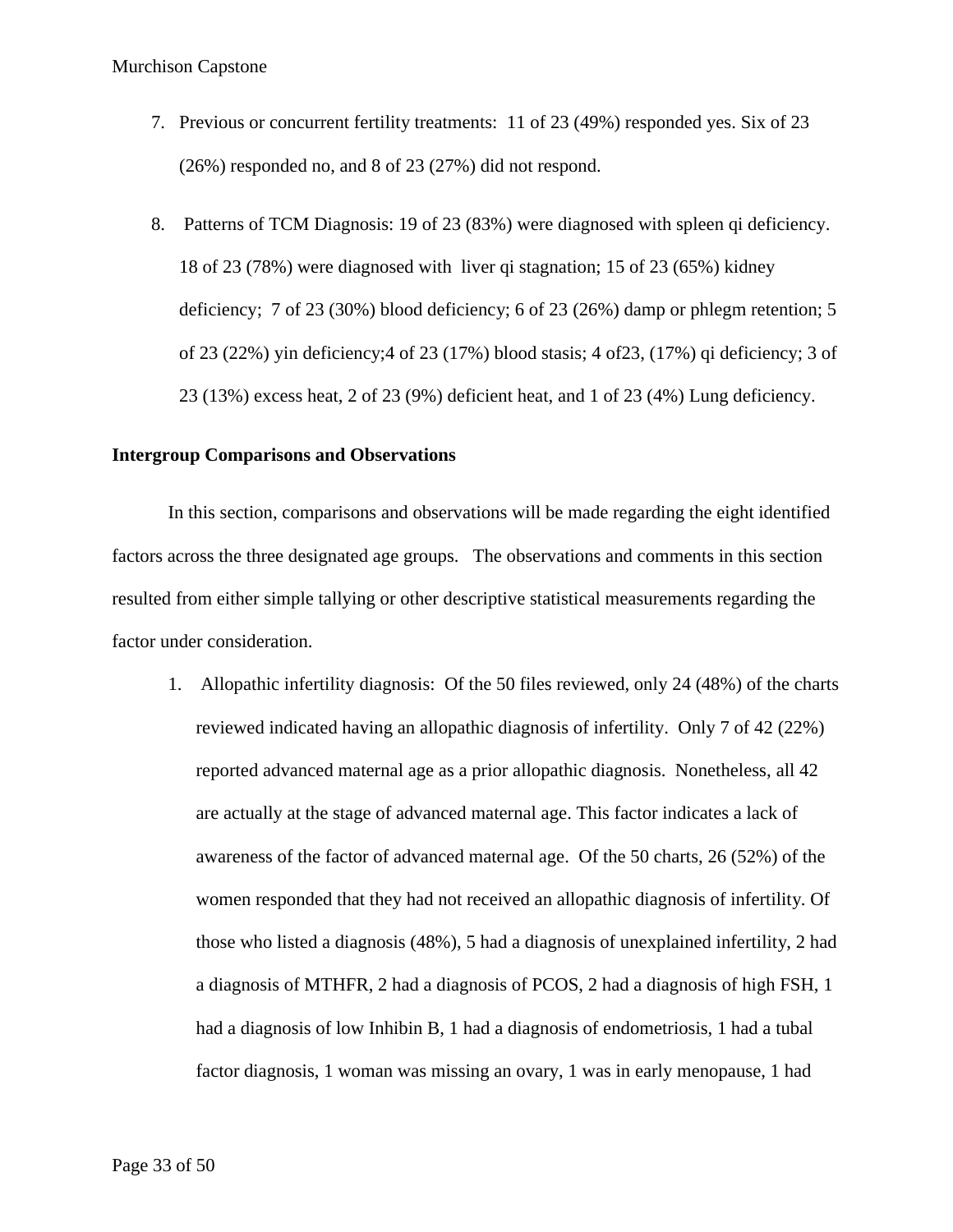7. Previous or concurrent fertility treatments: 11 of 23 (49%) responded yes. Six of 23 (26%) responded no, and 8 of 23 (27%) did not respond.

8. Patterns of TCM Diagnosis: 19 of 23 (83%) were diagnosed with spleen qi deficiency. 18 of 23 (78%) were diagnosed with liver qi stagnation; 15 of 23 (65%) kidney deficiency; 7 of 23 (30%) blood deficiency; 6 of 23 (26%) damp or phlegm retention; 5 of 23 (22%) yin deficiency;4 of 23 (17%) blood stasis; 4 of23, (17%) qi deficiency; 3 of 23 (13%) excess heat, 2 of 23 (9%) deficient heat, and 1 of 23 (4%) Lung deficiency.

**Intergroup Comparisons and Observations**

In this section, comparisons and observations will be made regarding the eight identified factors across the three designated age groups. The observations and comments in this section resulted from either simple tallying or other descriptive statistical measurements regarding the factor under consideration.

1. Allopathic infertility diagnosis: Of the 50 files reviewed, only 24 (48%) of the charts reviewed indicated having an allopathic diagnosis of infertility. Only 7 of 42 (22%) reported advanced maternal age as a prior allopathic diagnosis. Nonetheless, all 42 are actually at the stage of advanced maternal age. This factor indicates a lack of awareness of the factor of advanced maternal age. Of the 50 charts, 26 (52%) of the women responded that they had not received an allopathic diagnosis of infertility. Of those who listed a diagnosis (48%), 5 had a diagnosis of unexplained infertility, 2 had a diagnosis of MTHFR, 2 had a diagnosis of PCOS, 2 had a diagnosis of high FSH, 1 had a diagnosis of low Inhibin B, 1 had a diagnosis of endometriosis, 1 had a tubal factor diagnosis, 1 woman was missing an ovary, 1 was in early menopause, 1 had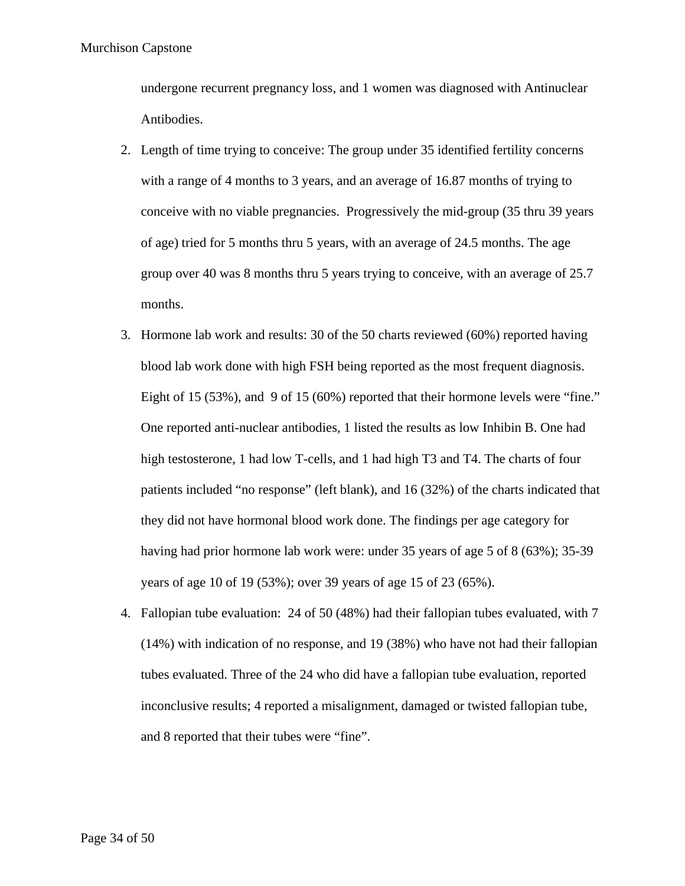undergone recurrent pregnancy loss, and 1 women was diagnosed with Antinuclear Antibodies.

2. Length of time trying to conceive: The group under 35 identified fertility concerns with a range of 4 months to 3 years, and an average of 16.87 months of trying to conceive with no viable pregnancies. Progressively the mid-group (35 thru 39 years of age) tried for 5 months thru 5 years, with an average of 24.5 months. The age group over 40 was 8 months thru 5 years trying to conceive, with an average of 25.7 months.
3. Hormone lab work and results: 30 of the 50 charts reviewed (60%) reported having blood lab work done with high FSH being reported as the most frequent diagnosis. Eight of 15 (53%), and 9 of 15 (60%) reported that their hormone levels were "fine." One reported anti-nuclear antibodies, 1 listed the results as low Inhibin B. One had high testosterone, 1 had low T-cells, and 1 had high T3 and T4. The charts of four patients included "no response" (left blank), and 16 (32%) of the charts indicated that they did not have hormonal blood work done. The findings per age category for having had prior hormone lab work were: under 35 years of age 5 of 8 (63%); 35-39 years of age 10 of 19 (53%); over 39 years of age 15 of 23 (65%).
4. Fallopian tube evaluation: 24 of 50 (48%) had their fallopian tubes evaluated, with 7 (14%) with indication of no response, and 19 (38%) who have not had their fallopian tubes evaluated. Three of the 24 who did have a fallopian tube evaluation, reported inconclusive results; 4 reported a misalignment, damaged or twisted fallopian tube, and 8 reported that their tubes were "fine".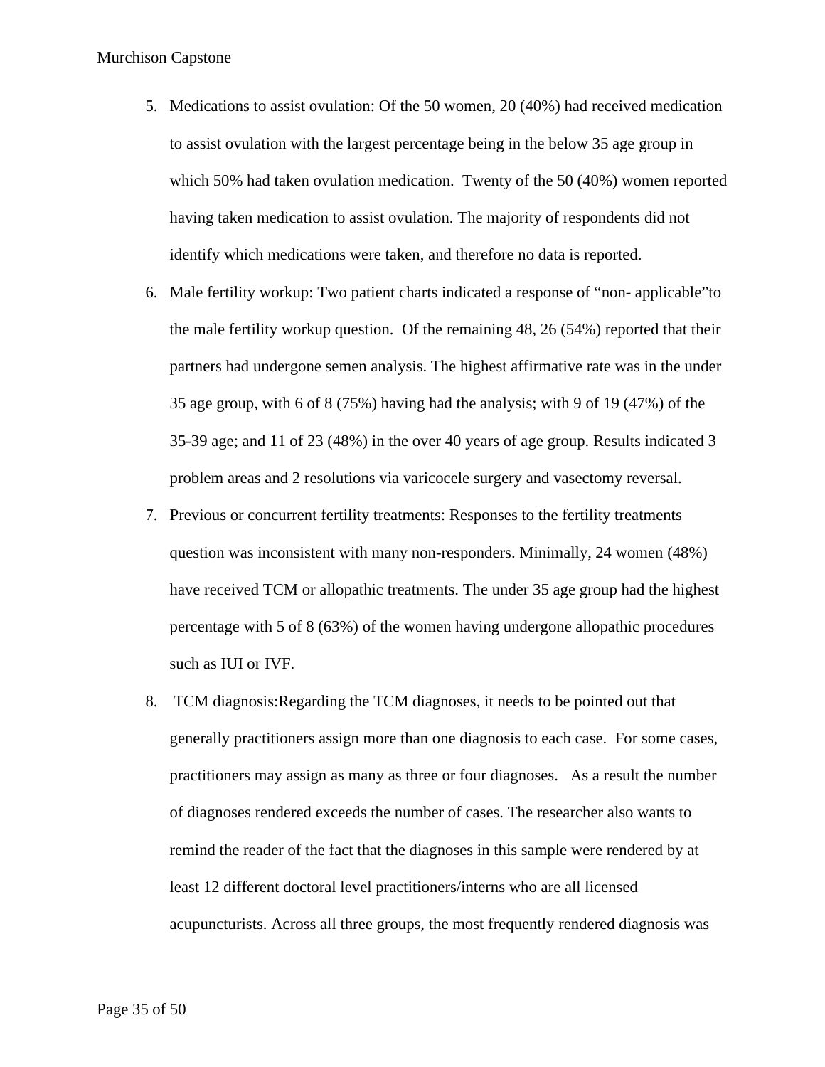5. Medications to assist ovulation: Of the 50 women, 20 (40%) had received medication to assist ovulation with the largest percentage being in the below 35 age group in which 50% had taken ovulation medication. Twenty of the 50 (40%) women reported having taken medication to assist ovulation. The majority of respondents did not identify which medications were taken, and therefore no data is reported.
6. Male fertility workup: Two patient charts indicated a response of "non- applicable"to the male fertility workup question. Of the remaining 48, 26 (54%) reported that their partners had undergone semen analysis. The highest affirmative rate was in the under 35 age group, with 6 of 8 (75%) having had the analysis; with 9 of 19 (47%) of the 35-39 age; and 11 of 23 (48%) in the over 40 years of age group. Results indicated 3 problem areas and 2 resolutions via varicocele surgery and vasectomy reversal.
7. Previous or concurrent fertility treatments: Responses to the fertility treatments question was inconsistent with many non-responders. Minimally, 24 women (48%) have received TCM or allopathic treatments. The under 35 age group had the highest percentage with 5 of 8 (63%) of the women having undergone allopathic procedures such as IUI or IVF.
8. TCM diagnosis:Regarding the TCM diagnoses, it needs to be pointed out that generally practitioners assign more than one diagnosis to each case. For some cases, practitioners may assign as many as three or four diagnoses. As a result the number of diagnoses rendered exceeds the number of cases. The researcher also wants to remind the reader of the fact that the diagnoses in this sample were rendered by at least 12 different doctoral level practitioners/interns who are all licensed acupuncturists. Across all three groups, the most frequently rendered diagnosis was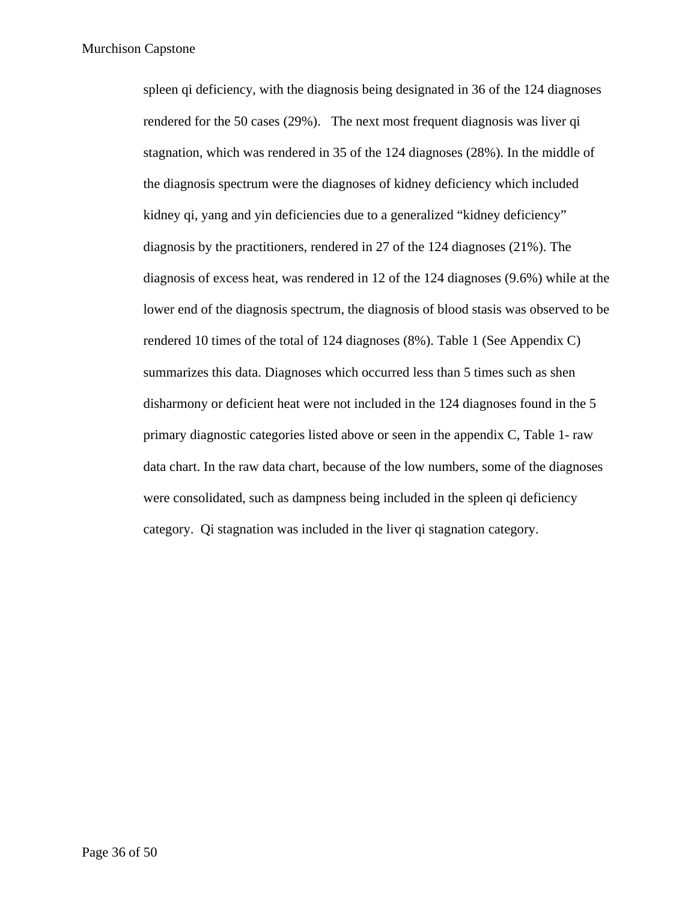spleen qi deficiency, with the diagnosis being designated in 36 of the 124 diagnoses rendered for the 50 cases (29%).   The next most frequent diagnosis was liver qi stagnation, which was rendered in 35 of the 124 diagnoses (28%). In the middle of the diagnosis spectrum were the diagnoses of kidney deficiency which included kidney qi, yang and yin deficiencies due to a generalized "kidney deficiency" diagnosis by the practitioners, rendered in 27 of the 124 diagnoses (21%). The diagnosis of excess heat, was rendered in 12 of the 124 diagnoses (9.6%) while at the lower end of the diagnosis spectrum, the diagnosis of blood stasis was observed to be rendered 10 times of the total of 124 diagnoses (8%). Table 1 (See Appendix C) summarizes this data. Diagnoses which occurred less than 5 times such as shen disharmony or deficient heat were not included in the 124 diagnoses found in the 5 primary diagnostic categories listed above or seen in the appendix C, Table 1- raw data chart. In the raw data chart, because of the low numbers, some of the diagnoses were consolidated, such as dampness being included in the spleen qi deficiency category.  Qi stagnation was included in the liver qi stagnation category.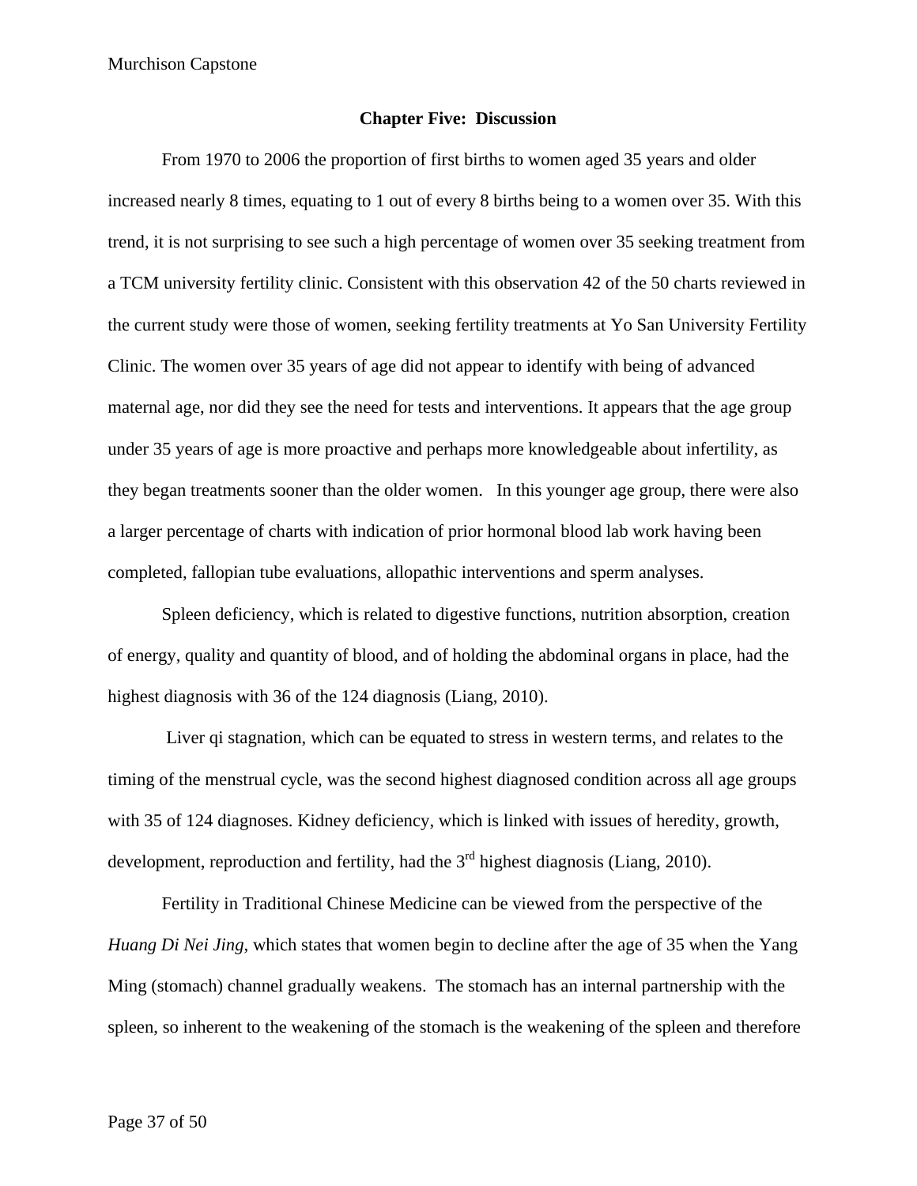## Chapter Five: Discussion

From 1970 to 2006 the proportion of first births to women aged 35 years and older increased nearly 8 times, equating to 1 out of every 8 births being to a women over 35. With this trend, it is not surprising to see such a high percentage of women over 35 seeking treatment from a TCM university fertility clinic. Consistent with this observation 42 of the 50 charts reviewed in the current study were those of women, seeking fertility treatments at Yo San University Fertility Clinic. The women over 35 years of age did not appear to identify with being of advanced maternal age, nor did they see the need for tests and interventions. It appears that the age group under 35 years of age is more proactive and perhaps more knowledgeable about infertility, as they began treatments sooner than the older women. In this younger age group, there were also a larger percentage of charts with indication of prior hormonal blood lab work having been completed, fallopian tube evaluations, allopathic interventions and sperm analyses.

Spleen deficiency, which is related to digestive functions, nutrition absorption, creation of energy, quality and quantity of blood, and of holding the abdominal organs in place, had the highest diagnosis with 36 of the 124 diagnosis (Liang, 2010).

Liver qi stagnation, which can be equated to stress in western terms, and relates to the timing of the menstrual cycle, was the second highest diagnosed condition across all age groups with 35 of 124 diagnoses. Kidney deficiency, which is linked with issues of heredity, growth, development, reproduction and fertility, had the 3rd highest diagnosis (Liang, 2010).

Fertility in Traditional Chinese Medicine can be viewed from the perspective of the *Huang Di Nei Jing*, which states that women begin to decline after the age of 35 when the Yang Ming (stomach) channel gradually weakens. The stomach has an internal partnership with the spleen, so inherent to the weakening of the stomach is the weakening of the spleen and therefore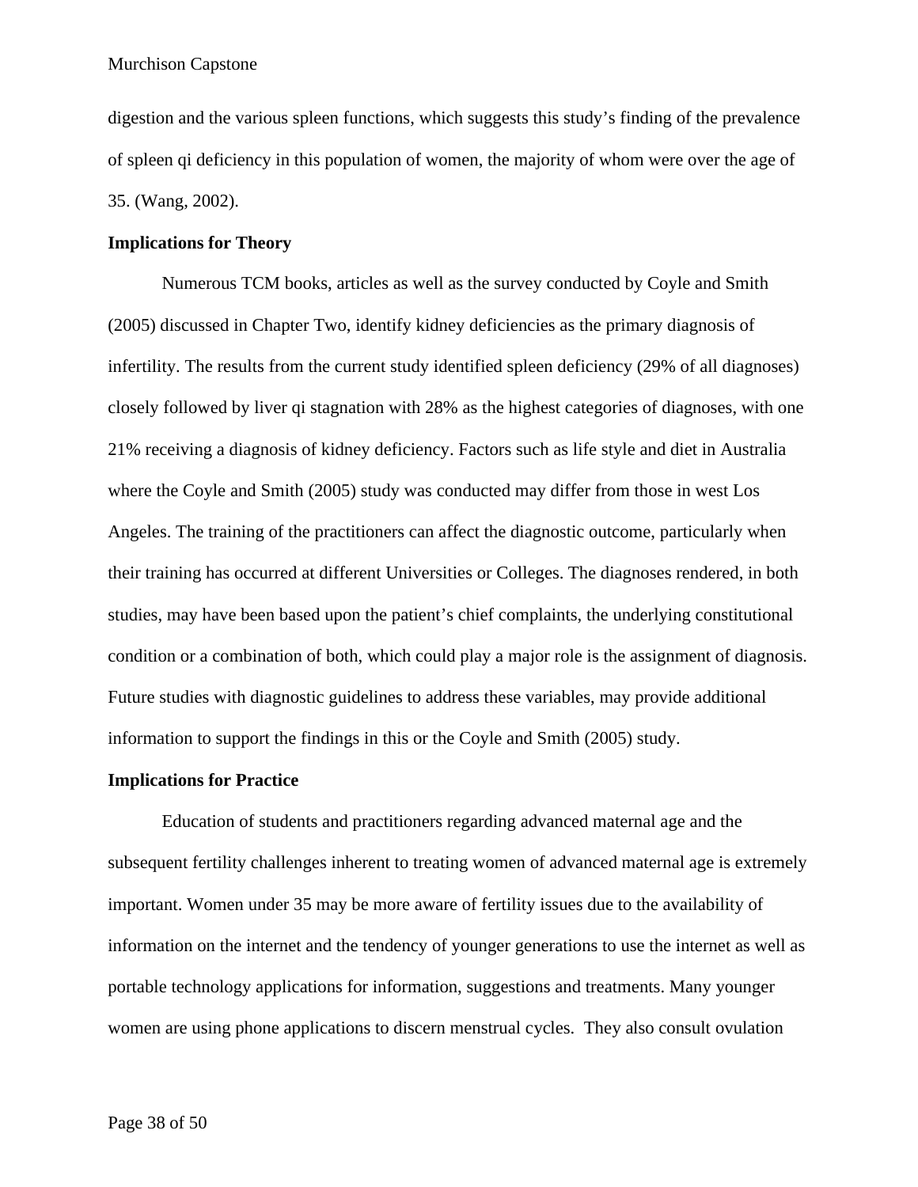digestion and the various spleen functions, which suggests this study's finding of the prevalence of spleen qi deficiency in this population of women, the majority of whom were over the age of 35. (Wang, 2002).

**Implications for Theory**

Numerous TCM books, articles as well as the survey conducted by Coyle and Smith (2005) discussed in Chapter Two, identify kidney deficiencies as the primary diagnosis of infertility. The results from the current study identified spleen deficiency (29% of all diagnoses) closely followed by liver qi stagnation with 28% as the highest categories of diagnoses, with one 21% receiving a diagnosis of kidney deficiency. Factors such as life style and diet in Australia where the Coyle and Smith (2005) study was conducted may differ from those in west Los Angeles. The training of the practitioners can affect the diagnostic outcome, particularly when their training has occurred at different Universities or Colleges. The diagnoses rendered, in both studies, may have been based upon the patient's chief complaints, the underlying constitutional condition or a combination of both, which could play a major role is the assignment of diagnosis. Future studies with diagnostic guidelines to address these variables, may provide additional information to support the findings in this or the Coyle and Smith (2005) study.

**Implications for Practice**

Education of students and practitioners regarding advanced maternal age and the subsequent fertility challenges inherent to treating women of advanced maternal age is extremely important. Women under 35 may be more aware of fertility issues due to the availability of information on the internet and the tendency of younger generations to use the internet as well as portable technology applications for information, suggestions and treatments. Many younger women are using phone applications to discern menstrual cycles. They also consult ovulation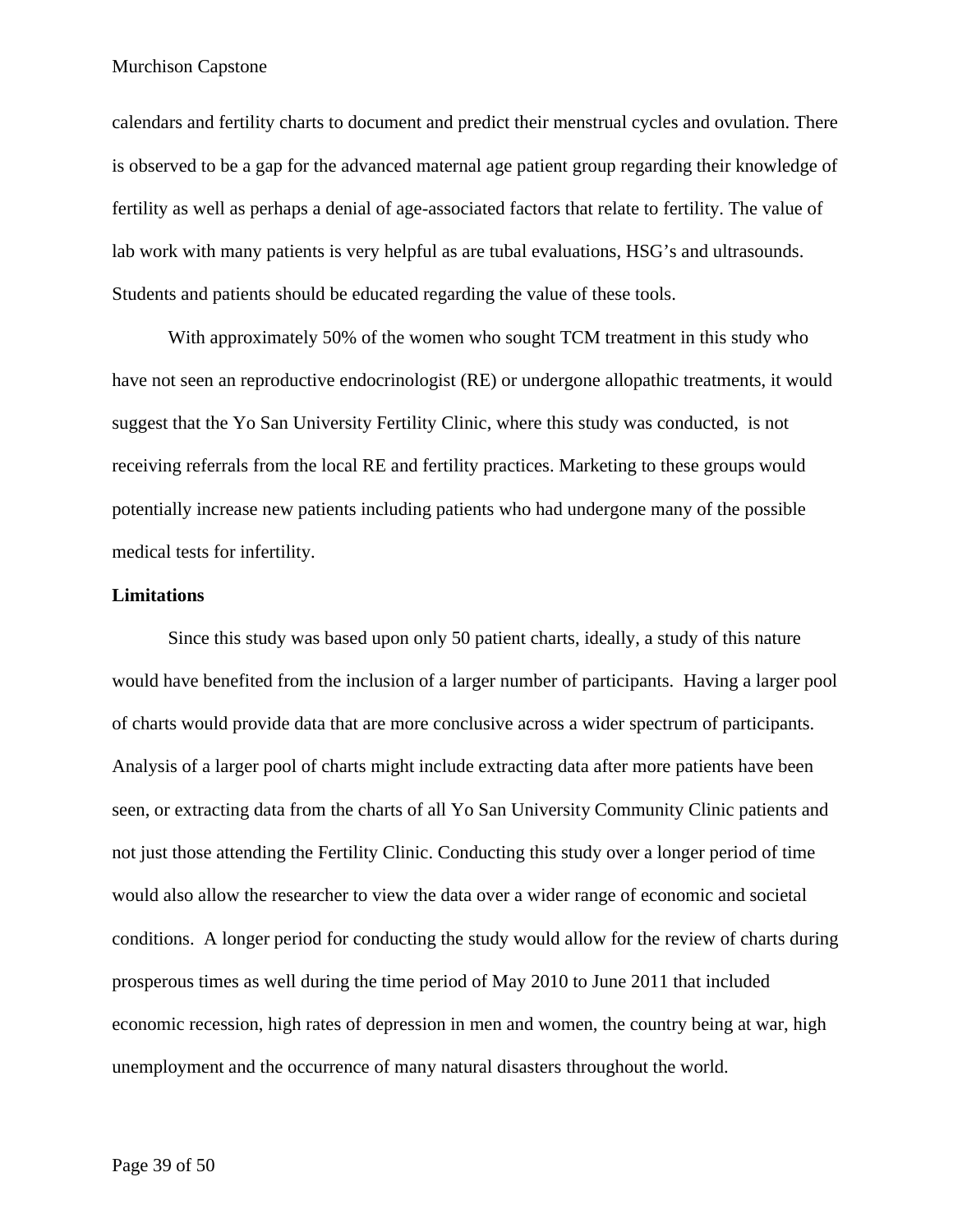calendars and fertility charts to document and predict their menstrual cycles and ovulation. There is observed to be a gap for the advanced maternal age patient group regarding their knowledge of fertility as well as perhaps a denial of age-associated factors that relate to fertility. The value of lab work with many patients is very helpful as are tubal evaluations, HSG's and ultrasounds. Students and patients should be educated regarding the value of these tools.

With approximately 50% of the women who sought TCM treatment in this study who have not seen an reproductive endocrinologist (RE) or undergone allopathic treatments, it would suggest that the Yo San University Fertility Clinic, where this study was conducted, is not receiving referrals from the local RE and fertility practices. Marketing to these groups would potentially increase new patients including patients who had undergone many of the possible medical tests for infertility.

**Limitations**

Since this study was based upon only 50 patient charts, ideally, a study of this nature would have benefited from the inclusion of a larger number of participants. Having a larger pool of charts would provide data that are more conclusive across a wider spectrum of participants. Analysis of a larger pool of charts might include extracting data after more patients have been seen, or extracting data from the charts of all Yo San University Community Clinic patients and not just those attending the Fertility Clinic. Conducting this study over a longer period of time would also allow the researcher to view the data over a wider range of economic and societal conditions. A longer period for conducting the study would allow for the review of charts during prosperous times as well during the time period of May 2010 to June 2011 that included economic recession, high rates of depression in men and women, the country being at war, high unemployment and the occurrence of many natural disasters throughout the world.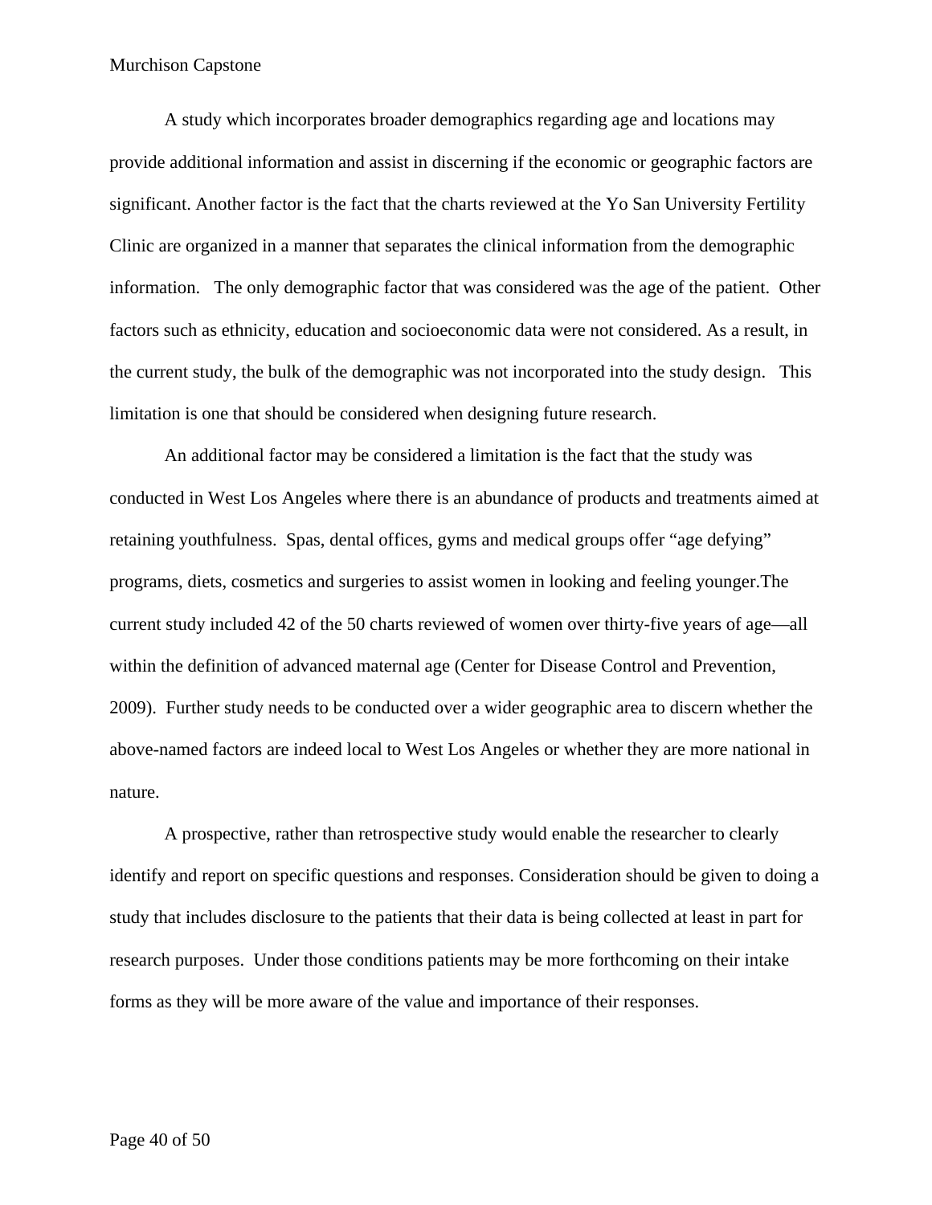A study which incorporates broader demographics regarding age and locations may provide additional information and assist in discerning if the economic or geographic factors are significant. Another factor is the fact that the charts reviewed at the Yo San University Fertility Clinic are organized in a manner that separates the clinical information from the demographic information. The only demographic factor that was considered was the age of the patient. Other factors such as ethnicity, education and socioeconomic data were not considered. As a result, in the current study, the bulk of the demographic was not incorporated into the study design. This limitation is one that should be considered when designing future research.

An additional factor may be considered a limitation is the fact that the study was conducted in West Los Angeles where there is an abundance of products and treatments aimed at retaining youthfulness. Spas, dental offices, gyms and medical groups offer "age defying" programs, diets, cosmetics and surgeries to assist women in looking and feeling younger.The current study included 42 of the 50 charts reviewed of women over thirty-five years of age—all within the definition of advanced maternal age (Center for Disease Control and Prevention, 2009). Further study needs to be conducted over a wider geographic area to discern whether the above-named factors are indeed local to West Los Angeles or whether they are more national in nature.

A prospective, rather than retrospective study would enable the researcher to clearly identify and report on specific questions and responses. Consideration should be given to doing a study that includes disclosure to the patients that their data is being collected at least in part for research purposes. Under those conditions patients may be more forthcoming on their intake forms as they will be more aware of the value and importance of their responses.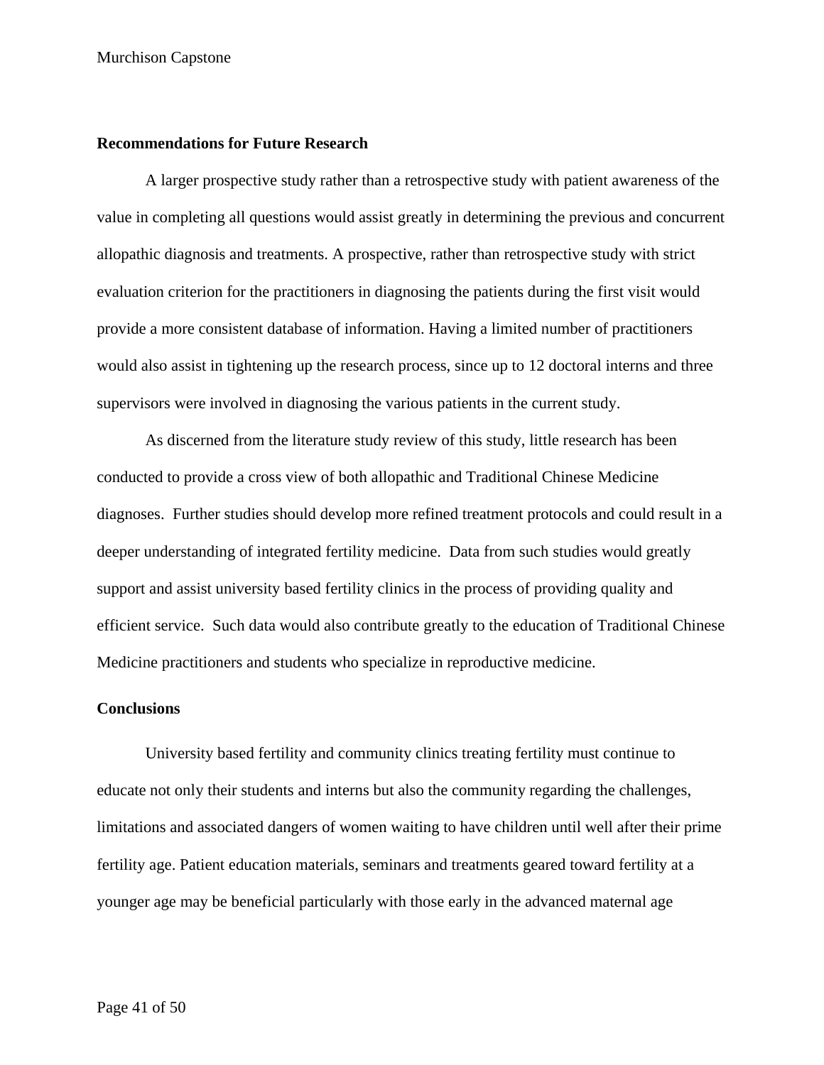## Recommendations for Future Research

A larger prospective study rather than a retrospective study with patient awareness of the value in completing all questions would assist greatly in determining the previous and concurrent allopathic diagnosis and treatments. A prospective, rather than retrospective study with strict evaluation criterion for the practitioners in diagnosing the patients during the first visit would provide a more consistent database of information. Having a limited number of practitioners would also assist in tightening up the research process, since up to 12 doctoral interns and three supervisors were involved in diagnosing the various patients in the current study.

As discerned from the literature study review of this study, little research has been conducted to provide a cross view of both allopathic and Traditional Chinese Medicine diagnoses. Further studies should develop more refined treatment protocols and could result in a deeper understanding of integrated fertility medicine. Data from such studies would greatly support and assist university based fertility clinics in the process of providing quality and efficient service. Such data would also contribute greatly to the education of Traditional Chinese Medicine practitioners and students who specialize in reproductive medicine.

## Conclusions

University based fertility and community clinics treating fertility must continue to educate not only their students and interns but also the community regarding the challenges, limitations and associated dangers of women waiting to have children until well after their prime fertility age. Patient education materials, seminars and treatments geared toward fertility at a younger age may be beneficial particularly with those early in the advanced maternal age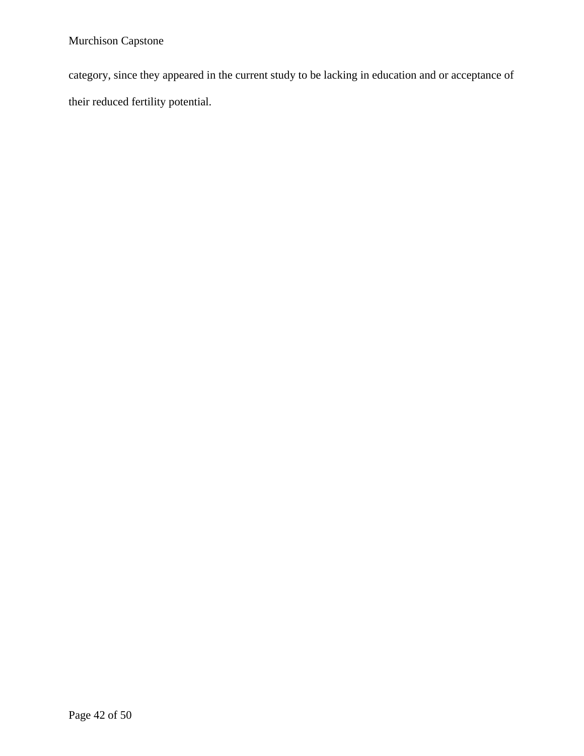category, since they appeared in the current study to be lacking in education and or acceptance of their reduced fertility potential.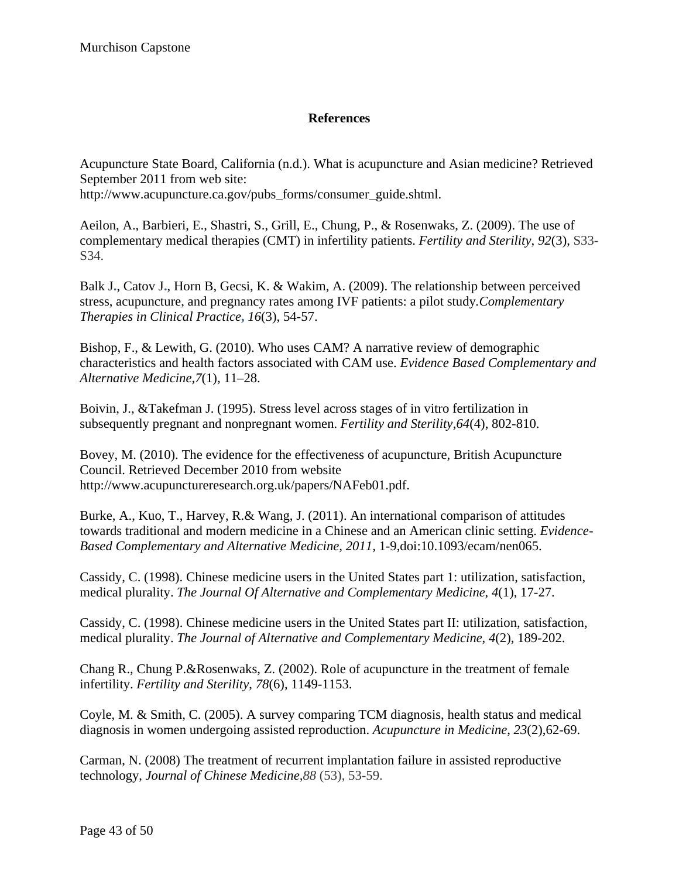## References

Acupuncture State Board, California (n.d.). What is acupuncture and Asian medicine? Retrieved September 2011 from web site: http://www.acupuncture.ca.gov/pubs_forms/consumer_guide.shtml.

Aeilon, A., Barbieri, E., Shastri, S., Grill, E., Chung, P., & Rosenwaks, Z. (2009). The use of complementary medical therapies (CMT) in infertility patients. *Fertility and Sterility, 92*(3), S33-S34.

Balk J., Catov J., Horn B, Gecsi, K. & Wakim, A. (2009). The relationship between perceived stress, acupuncture, and pregnancy rates among IVF patients: a pilot study.*Complementary Therapies in Clinical Practice, 16*(3), 54-57.

Bishop, F., & Lewith, G. (2010). Who uses CAM? A narrative review of demographic characteristics and health factors associated with CAM use. *Evidence Based Complementary and Alternative Medicine,7*(1), 11–28.

Boivin, J., &Takefman J. (1995). Stress level across stages of in vitro fertilization in subsequently pregnant and nonpregnant women. *Fertility and Sterility,64*(4), 802-810.

Bovey, M. (2010). The evidence for the effectiveness of acupuncture, British Acupuncture Council. Retrieved December 2010 from website http://www.acupunctureresearch.org.uk/papers/NAFeb01.pdf.

Burke, A., Kuo, T., Harvey, R.& Wang, J. (2011). An international comparison of attitudes towards traditional and modern medicine in a Chinese and an American clinic setting. *Evidence-Based Complementary and Alternative Medicine, 2011,* 1-9,doi:10.1093/ecam/nen065.

Cassidy, C. (1998). Chinese medicine users in the United States part 1: utilization, satisfaction, medical plurality. *The Journal Of Alternative and Complementary Medicine, 4*(1), 17-27.

Cassidy, C. (1998). Chinese medicine users in the United States part II: utilization, satisfaction, medical plurality. *The Journal of Alternative and Complementary Medicine, 4*(2), 189-202.

Chang R., Chung P.&Rosenwaks, Z. (2002). Role of acupuncture in the treatment of female infertility. *Fertility and Sterility, 78*(6), 1149-1153.

Coyle, M. & Smith, C. (2005). A survey comparing TCM diagnosis, health status and medical diagnosis in women undergoing assisted reproduction. *Acupuncture in Medicine, 23*(2),62-69.

Carman, N. (2008) The treatment of recurrent implantation failure in assisted reproductive technology, *Journal of Chinese Medicine,88* (53), 53-59.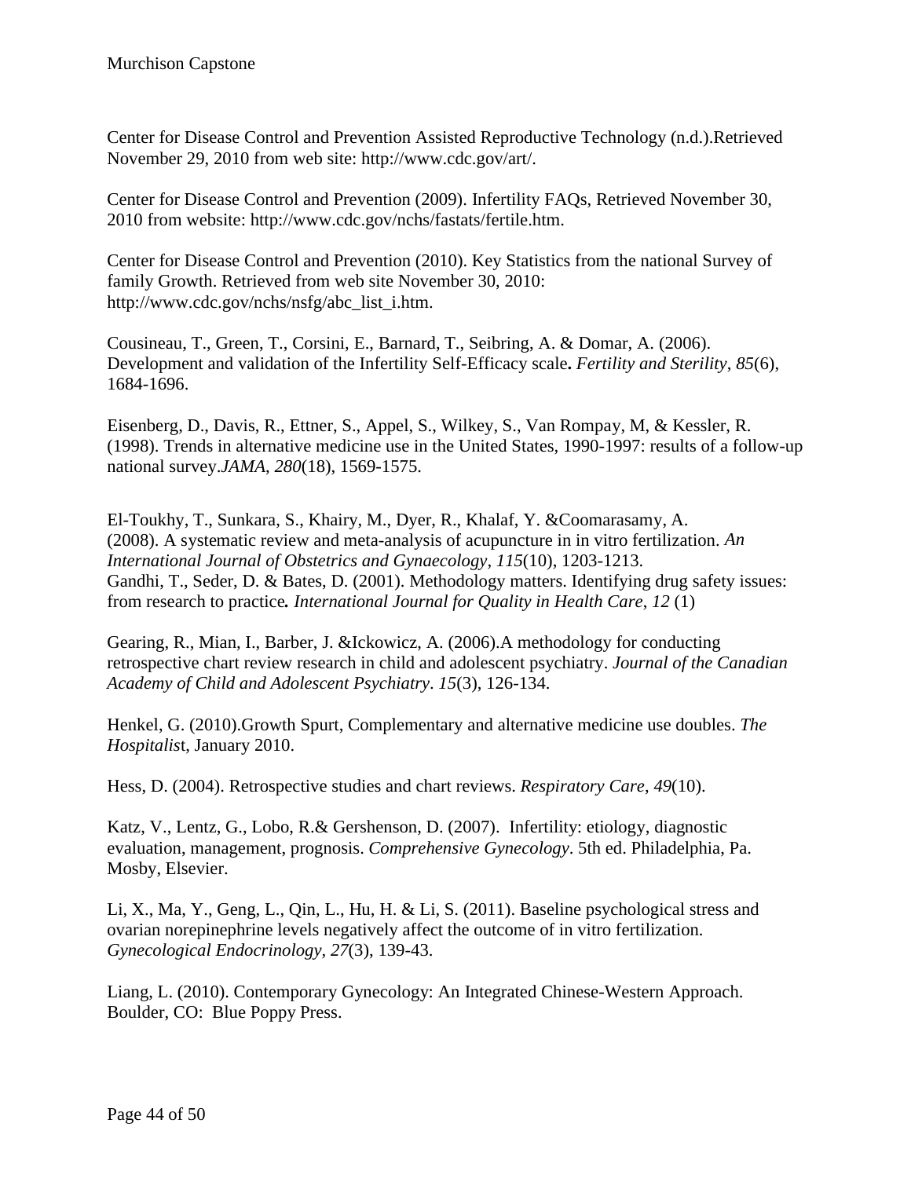Center for Disease Control and Prevention Assisted Reproductive Technology (n.d.).Retrieved November 29, 2010 from web site: http://www.cdc.gov/art/.

Center for Disease Control and Prevention (2009). Infertility FAQs, Retrieved November 30, 2010 from website: http://www.cdc.gov/nchs/fastats/fertile.htm.

Center for Disease Control and Prevention (2010). Key Statistics from the national Survey of family Growth. Retrieved from web site November 30, 2010: http://www.cdc.gov/nchs/nsfg/abc_list_i.htm.

Cousineau, T., Green, T., Corsini, E., Barnard, T., Seibring, A. & Domar, A. (2006). Development and validation of the Infertility Self-Efficacy scale**.** *Fertility and Sterility*, *85*(6), 1684-1696.

Eisenberg, D., Davis, R., Ettner, S., Appel, S., Wilkey, S., Van Rompay, M, & Kessler, R. (1998). Trends in alternative medicine use in the United States, 1990-1997: results of a follow-up national survey.*JAMA*, *280*(18), 1569-1575.

El-Toukhy, T., Sunkara, S., Khairy, M., Dyer, R., Khalaf, Y. &Coomarasamy, A. (2008). A systematic review and meta-analysis of acupuncture in in vitro fertilization. *An International Journal of Obstetrics and Gynaecology, 115*(10), 1203-1213.
Gandhi, T., Seder, D. & Bates, D. (2001). Methodology matters. Identifying drug safety issues: from research to practice***.*** *International Journal for Quality in Health Care*, *12* (1)

Gearing, R., Mian, I., Barber, J. &Ickowicz, A. (2006).A methodology for conducting retrospective chart review research in child and adolescent psychiatry. *Journal of the Canadian Academy of Child and Adolescent Psychiatry*. *15*(3), 126-134.

Henkel, G. (2010).Growth Spurt, Complementary and alternative medicine use doubles. *The Hospitalis*t, January 2010.

Hess, D. (2004). Retrospective studies and chart reviews. *Respiratory Care*, *49*(10).

Katz, V., Lentz, G., Lobo, R.& Gershenson, D. (2007). Infertility: etiology, diagnostic evaluation, management, prognosis. *Comprehensive Gynecology*. 5th ed. Philadelphia, Pa. Mosby, Elsevier.

Li, X., Ma, Y., Geng, L., Qin, L., Hu, H. & Li, S. (2011). Baseline psychological stress and ovarian norepinephrine levels negatively affect the outcome of in vitro fertilization. *Gynecological Endocrinology, 27*(3), 139-43.

Liang, L. (2010). Contemporary Gynecology: An Integrated Chinese-Western Approach. Boulder, CO: Blue Poppy Press.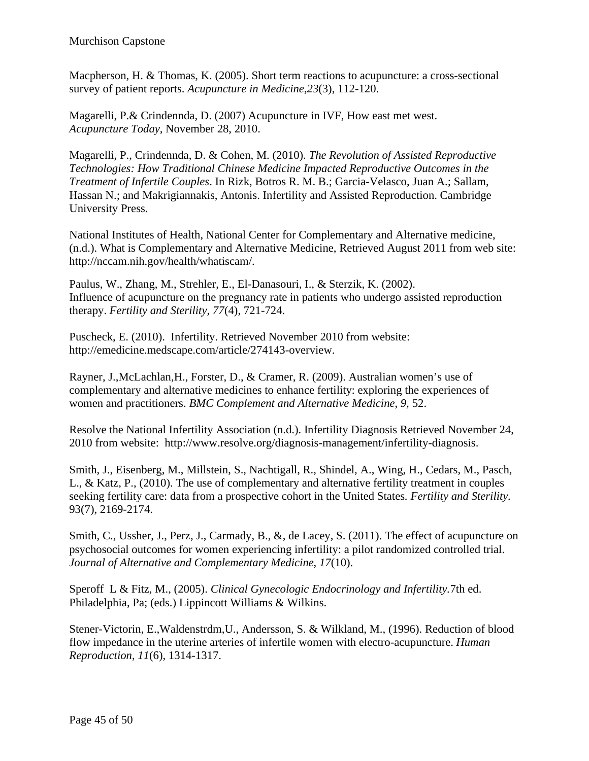Macpherson, H. & Thomas, K. (2005). Short term reactions to acupuncture: a cross-sectional survey of patient reports. *Acupuncture in Medicine*,*23*(3), 112-120.

Magarelli, P.& Crindennda, D. (2007) Acupuncture in IVF, How east met west. *Acupuncture Today*, November 28, 2010.

Magarelli, P., Crindennda, D. & Cohen, M. (2010). *The Revolution of Assisted Reproductive Technologies: How Traditional Chinese Medicine Impacted Reproductive Outcomes in the Treatment of Infertile Couples*. In Rizk, Botros R. M. B.; Garcia-Velasco, Juan A.; Sallam, Hassan N.; and Makrigiannakis, Antonis. Infertility and Assisted Reproduction. Cambridge University Press.

National Institutes of Health, National Center for Complementary and Alternative medicine, (n.d.). What is Complementary and Alternative Medicine, Retrieved August 2011 from web site: http://nccam.nih.gov/health/whatiscam/.

Paulus, W., Zhang, M., Strehler, E., El-Danasouri, I., & Sterzik, K. (2002). Influence of acupuncture on the pregnancy rate in patients who undergo assisted reproduction therapy. *Fertility and Sterility*, *77*(4), 721-724.

Puscheck, E. (2010). Infertility. Retrieved November 2010 from website: http://emedicine.medscape.com/article/274143-overview.

Rayner, J.,McLachlan,H., Forster, D., & Cramer, R. (2009). Australian women's use of complementary and alternative medicines to enhance fertility: exploring the experiences of women and practitioners. *BMC Complement and Alternative Medicine*, *9*, 52.

Resolve the National Infertility Association (n.d.). Infertility Diagnosis Retrieved November 24, 2010 from website: http://www.resolve.org/diagnosis-management/infertility-diagnosis.

Smith, J., Eisenberg, M., Millstein, S., Nachtigall, R., Shindel, A., Wing, H., Cedars, M., Pasch, L., & Katz, P., (2010). The use of complementary and alternative fertility treatment in couples seeking fertility care: data from a prospective cohort in the United States. *Fertility and Sterility*. 93(7), 2169-2174.

Smith, C., Ussher, J., Perz, J., Carmady, B., &, de Lacey, S. (2011). The effect of acupuncture on psychosocial outcomes for women experiencing infertility: a pilot randomized controlled trial. *Journal of Alternative and Complementary Medicine*, *17*(10).

Speroff L & Fitz, M., (2005). *Clinical Gynecologic Endocrinology and Infertility*.7th ed. Philadelphia, Pa; (eds.) Lippincott Williams & Wilkins.

Stener-Victorin, E.,Waldenstrdm,U., Andersson, S. & Wilkland, M., (1996). Reduction of blood flow impedance in the uterine arteries of infertile women with electro-acupuncture. *Human Reproduction*, *11*(6), 1314-1317.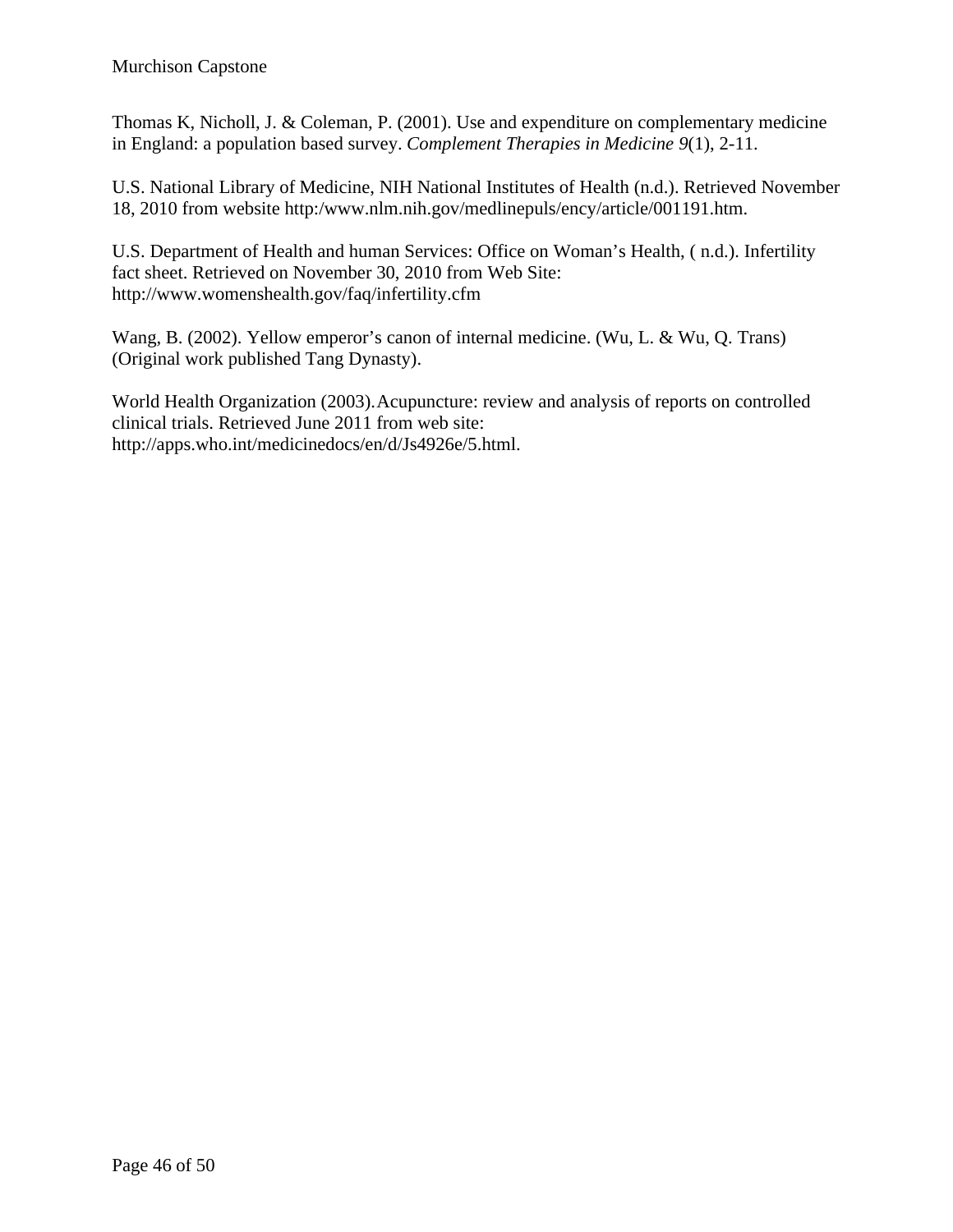Thomas K, Nicholl, J. & Coleman, P. (2001). Use and expenditure on complementary medicine in England: a population based survey. *Complement Therapies in Medicine 9*(1), 2-11.

U.S. National Library of Medicine, NIH National Institutes of Health (n.d.). Retrieved November 18, 2010 from website http:/www.nlm.nih.gov/medlinepuls/ency/article/001191.htm.

U.S. Department of Health and human Services: Office on Woman's Health, ( n.d.). Infertility fact sheet. Retrieved on November 30, 2010 from Web Site: http://www.womenshealth.gov/faq/infertility.cfm

Wang, B. (2002). Yellow emperor's canon of internal medicine. (Wu, L. & Wu, Q. Trans) (Original work published Tang Dynasty).

World Health Organization (2003). Acupuncture: review and analysis of reports on controlled clinical trials. Retrieved June 2011 from web site: http://apps.who.int/medicinedocs/en/d/Js4926e/5.html.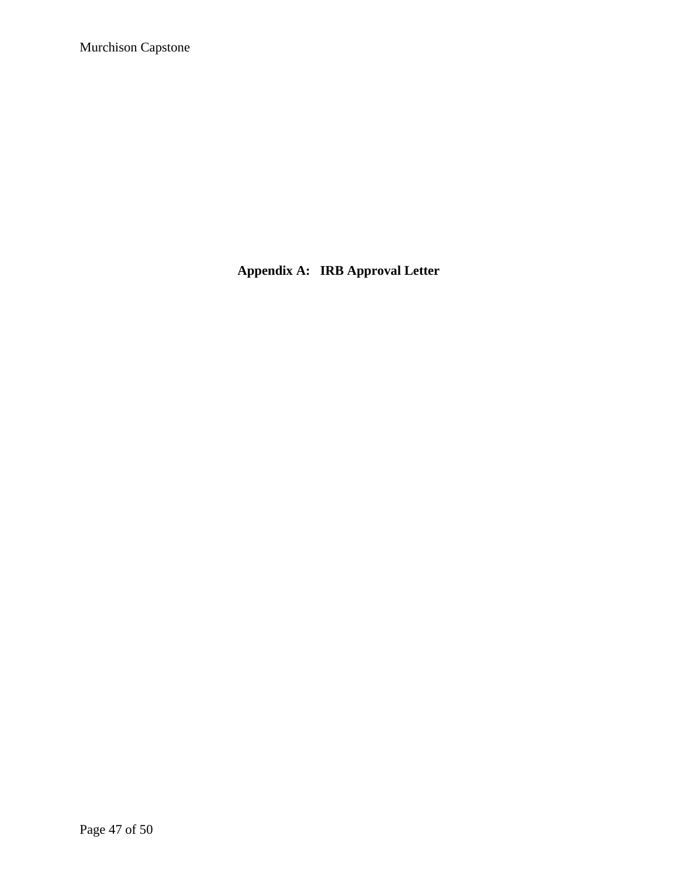## Appendix A: IRB Approval Letter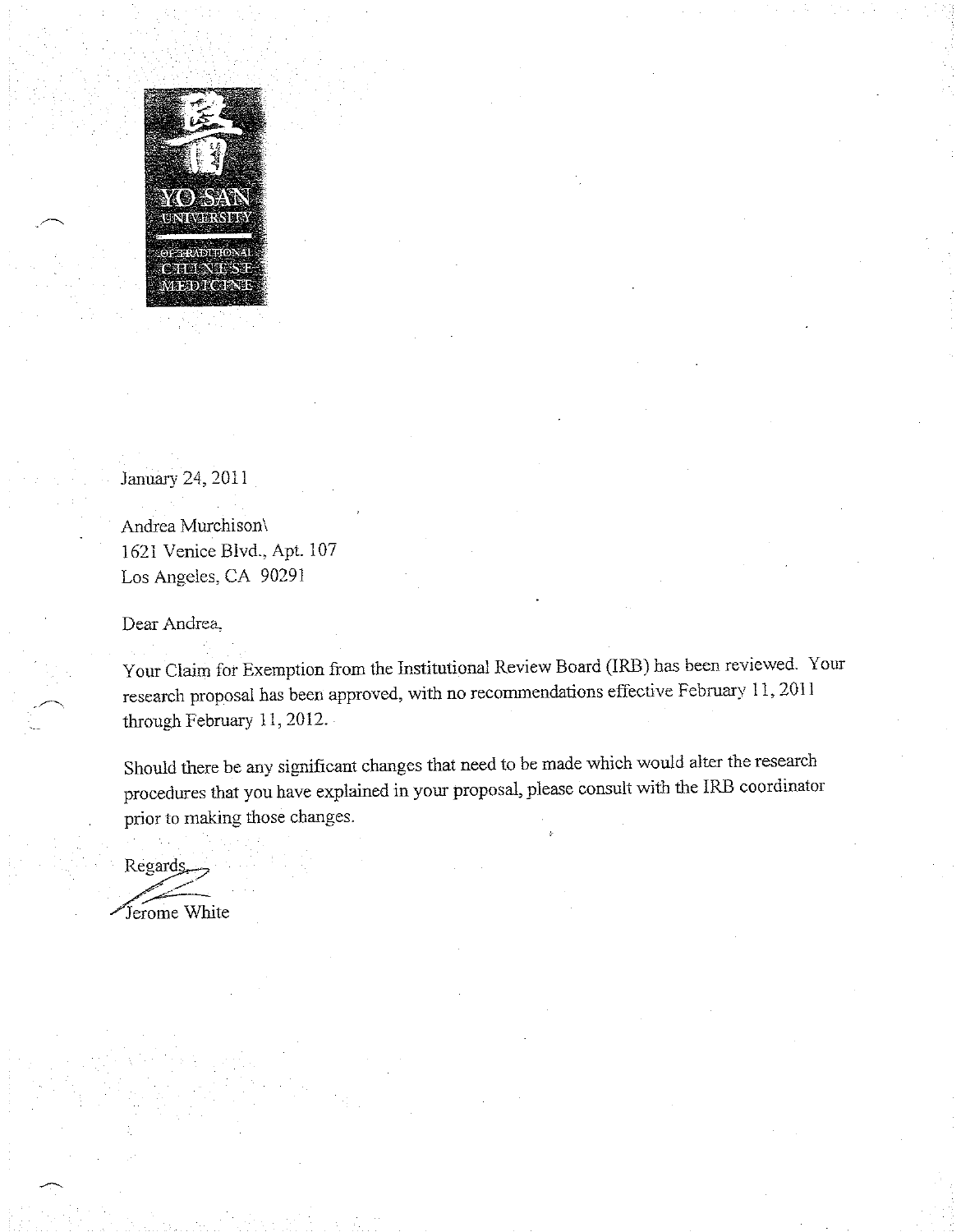YO SAN UNIVERSITY OF TRADITIONAL CHINESE MEDICINE

January 24, 2011

Andrea Murchison\
1621 Venice Blvd., Apt. 107
Los Angeles, CA 90291

Dear Andrea,

Your Claim for Exemption from the Institutional Review Board (IRB) has been reviewed. Your research proposal has been approved, with no recommendations effective February 11, 2011 through February 11, 2012.

Should there be any significant changes that need to be made which would alter the research procedures that you have explained in your proposal, please consult with the IRB coordinator prior to making those changes.

Regards,

Jerome White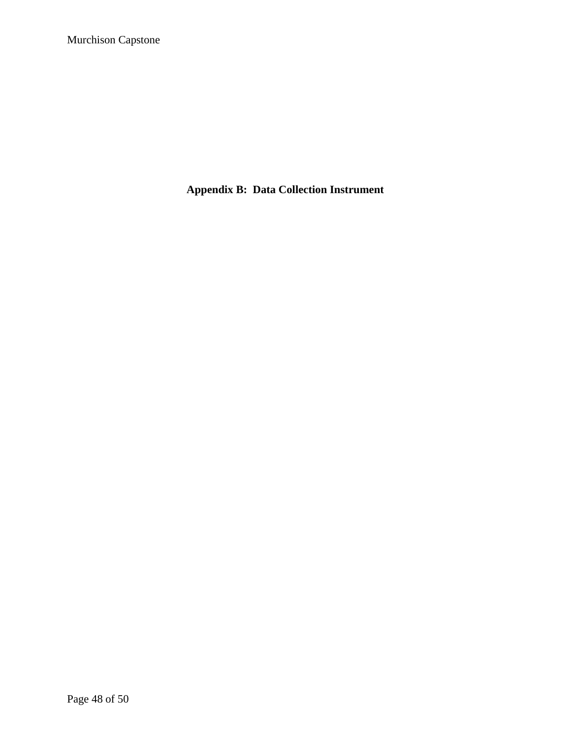# Appendix B: Data Collection Instrument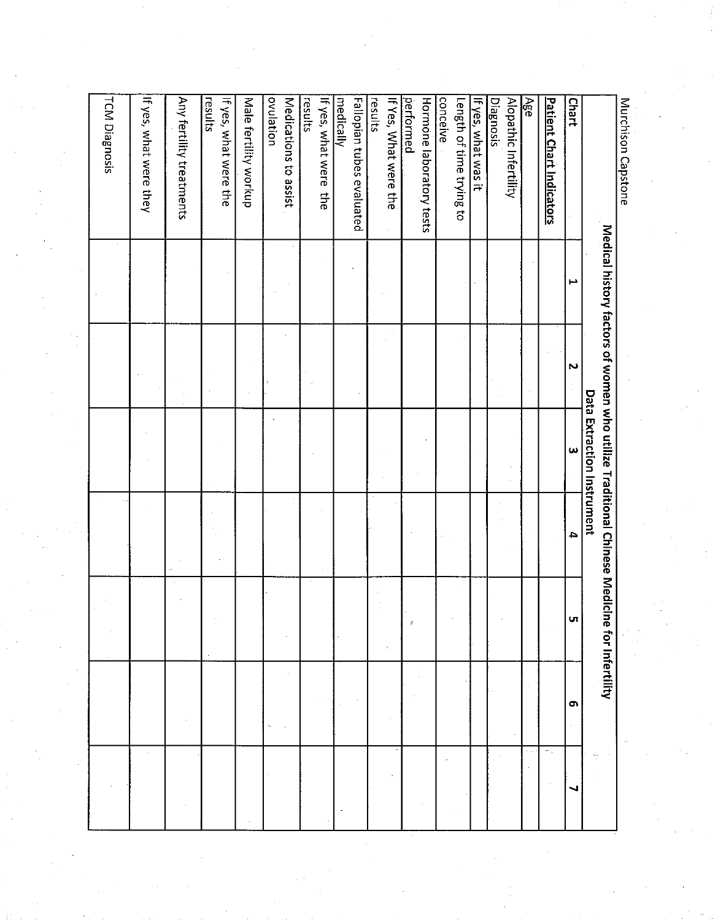## Medical history factors of women who utilize Traditional Chinese Medicine for Infertility

### Data Extraction Instrument

| Chart | 1 | 2 | 3 | 4 | 5 | 6 | 7 |
|---|---|---|---|---|---|---|---|
| **Patient Chart Indicators** | | | | | | | |
| Age | | | | | | | |
| Alopathic Infertility Diagnosis | | | | | | | |
| If yes, what was it | | | | | | | |
| Length of time trying to conceive | | | | | | | |
| Hormone laboratory tests performed | | | | | | | |
| If Yes, What were the results | | | | | | | |
| Fallopian tubes evaluated medically | | | | | | | |
| If yes, what were the results | | | | | | | |
| Medications to assist ovulation | | | | | | | |
| Male fertility workup | | | | | | | |
| If yes, what were the results | | | | | | | |
| Any fertility treatments | | | | | | | |
| If yes, what were they | | | | | | | |
| TCM Diagnosis | | | | | | | |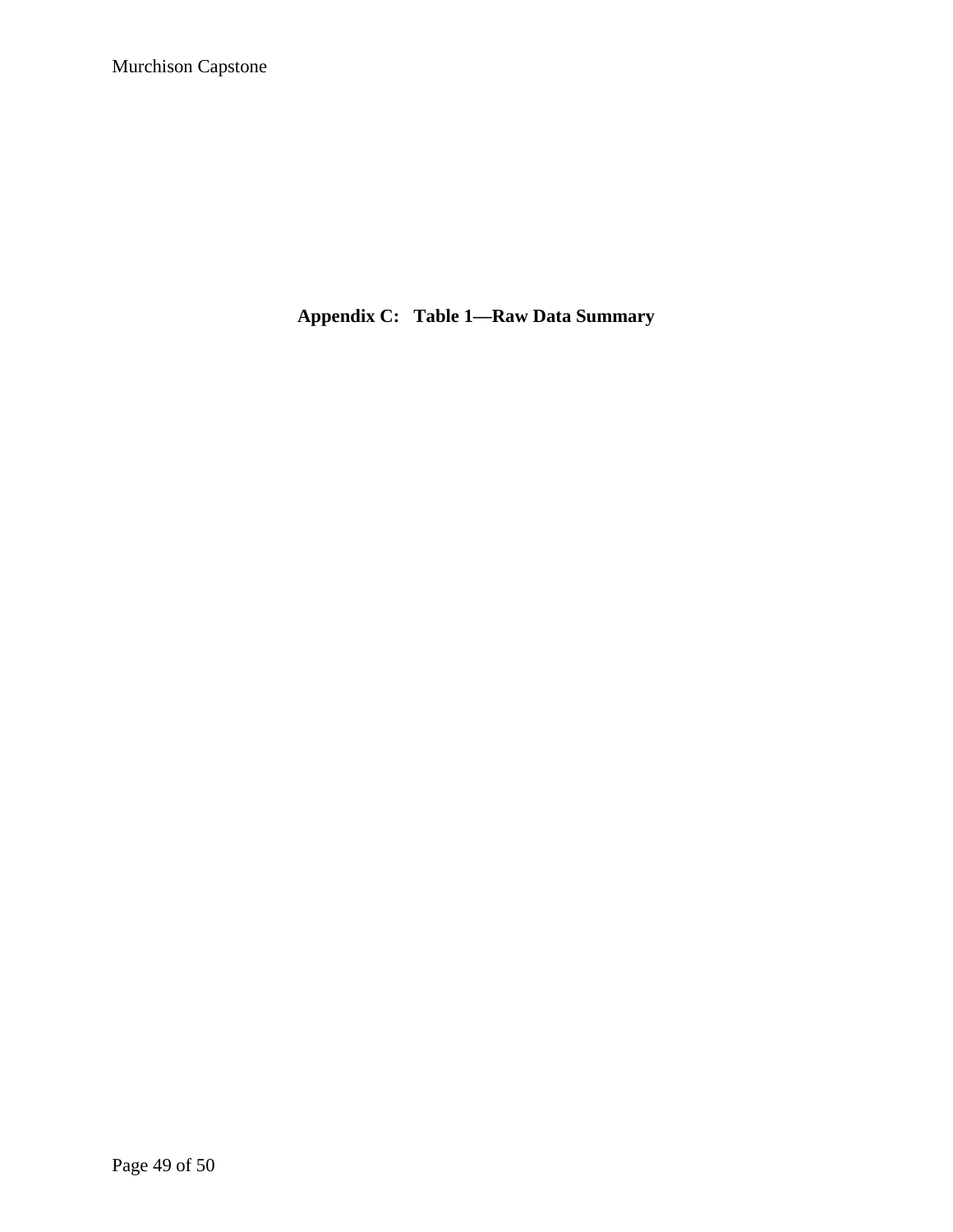# Appendix C: Table 1—Raw Data Summary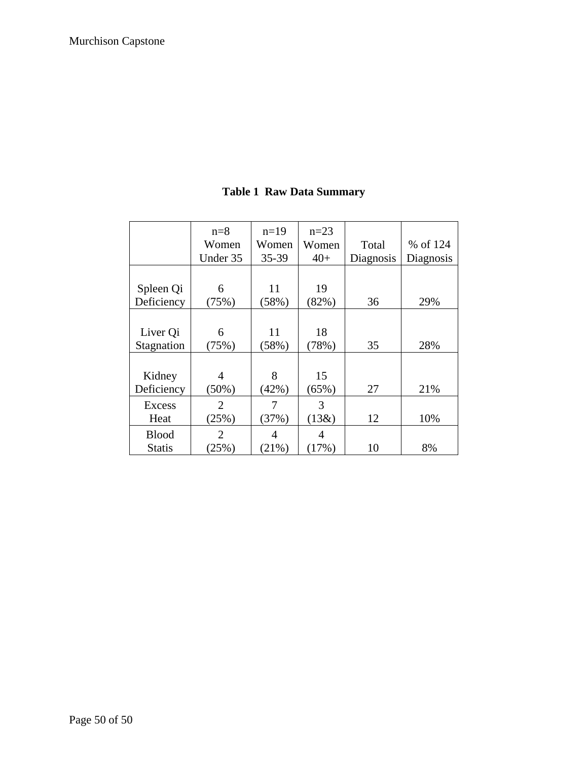**Table 1 Raw Data Summary**

| | n=8 Women Under 35 | n=19 Women 35-39 | n=23 Women 40+ | Total Diagnosis | % of 124 Diagnosis |
|---|---|---|---|---|---|
| Spleen Qi Deficiency | 6 (75%) | 11 (58%) | 19 (82%) | 36 | 29% |
| Liver Qi Stagnation | 6 (75%) | 11 (58%) | 18 (78%) | 35 | 28% |
| Kidney Deficiency | 4 (50%) | 8 (42%) | 15 (65%) | 27 | 21% |
| Excess Heat | 2 (25%) | 7 (37%) | 3 (13&) | 12 | 10% |
| Blood Statis | 2 (25%) | 4 (21%) | 4 (17%) | 10 | 8% |